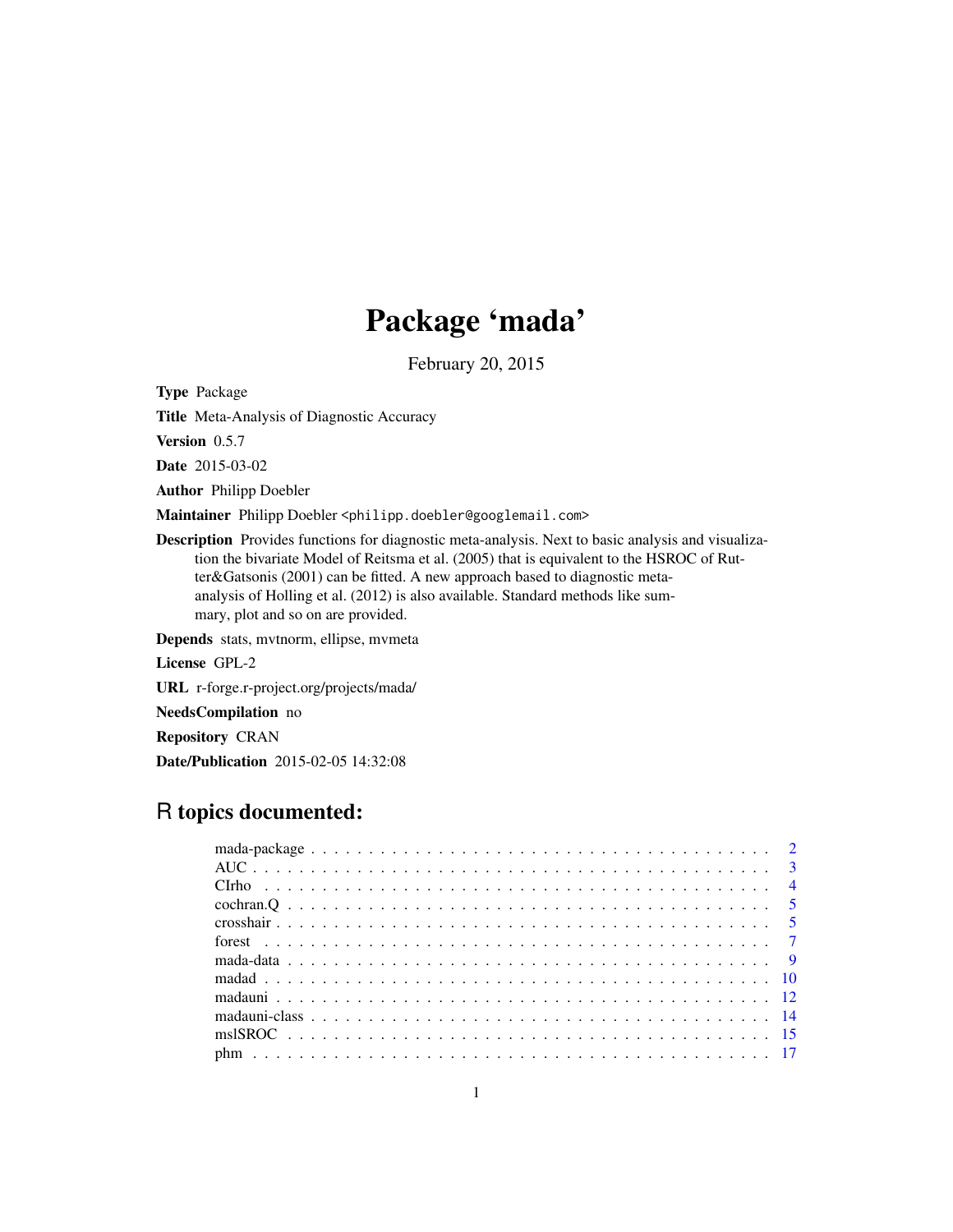# Package 'mada'

February 20, 2015

**Type** Package

**Title** Meta-Analysis of Diagnostic Accuracy

**Version** 0.5.7

**Date** 2015-03-02

**Author** Philipp Doebler

**Maintainer** Philipp Doebler <philipp.doebler@googlemail.com>

**Description** Provides functions for diagnostic meta-analysis. Next to basic analysis and visualization the bivariate Model of Reitsma et al. (2005) that is equivalent to the HSROC of Rutter&Gatsonis (2001) can be fitted. A new approach based to diagnostic meta-analysis of Holling et al. (2012) is also available. Standard methods like summary, plot and so on are provided.

**Depends** stats, mvtnorm, ellipse, mvmeta

**License** GPL-2

**URL** r-forge.r-project.org/projects/mada/

**NeedsCompilation** no

**Repository** CRAN

**Date/Publication** 2015-02-05 14:32:08

## R topics documented:

| | |
|---|---|
| mada-package | 2 |
| AUC | 3 |
| CIrho | 4 |
| cochran.Q | 5 |
| crosshair | 5 |
| forest | 7 |
| mada-data | 9 |
| madad | 10 |
| madauni | 12 |
| madauni-class | 14 |
| mslSROC | 15 |
| phm | 17 |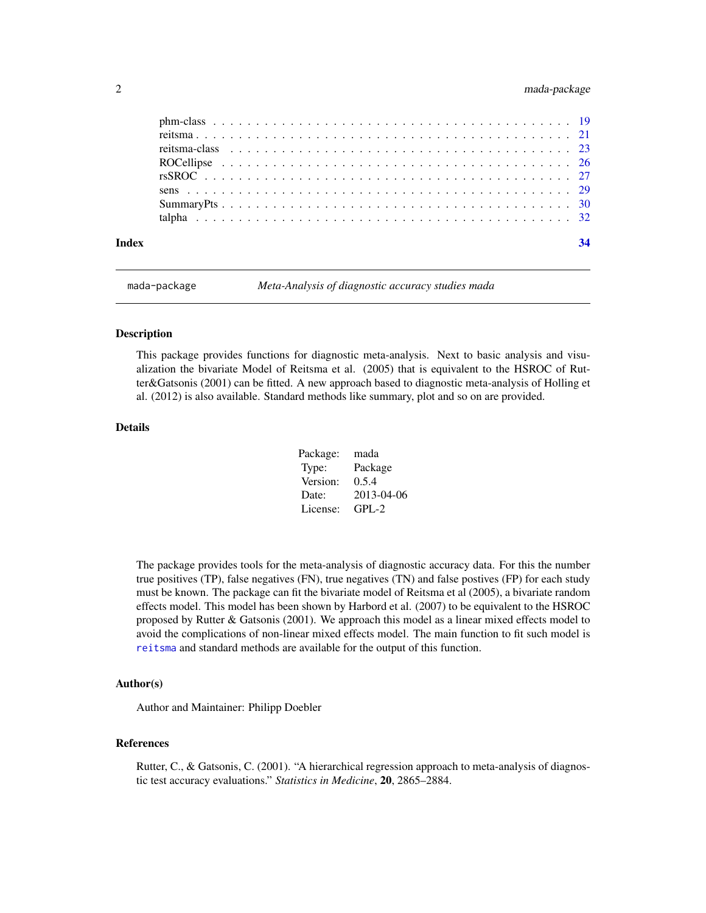phm-class . . . . . . . . . . . . . . . . . . . . . . . . . . . . . . . . . . . . . . . 19
reitsma . . . . . . . . . . . . . . . . . . . . . . . . . . . . . . . . . . . . . . . . 21
reitsma-class . . . . . . . . . . . . . . . . . . . . . . . . . . . . . . . . . . . . . 23
ROCellipse . . . . . . . . . . . . . . . . . . . . . . . . . . . . . . . . . . . . . . 26
rsSROC . . . . . . . . . . . . . . . . . . . . . . . . . . . . . . . . . . . . . . . . 27
sens . . . . . . . . . . . . . . . . . . . . . . . . . . . . . . . . . . . . . . . . . . 29
SummaryPts . . . . . . . . . . . . . . . . . . . . . . . . . . . . . . . . . . . . . . 30
talpha . . . . . . . . . . . . . . . . . . . . . . . . . . . . . . . . . . . . . . . . . 32

**Index** **34**

---

`mada-package` *Meta-Analysis of diagnostic accuracy studies mada*

---

### Description

This package provides functions for diagnostic meta-analysis. Next to basic analysis and visualization the bivariate Model of Reitsma et al. (2005) that is equivalent to the HSROC of Rutter&Gatsonis (2001) can be fitted. A new approach based to diagnostic meta-analysis of Holling et al. (2012) is also available. Standard methods like summary, plot and so on are provided.

### Details

| | |
|---|---|
| Package: | mada |
| Type: | Package |
| Version: | 0.5.4 |
| Date: | 2013-04-06 |
| License: | GPL-2 |

The package provides tools for the meta-analysis of diagnostic accuracy data. For this the number true positives (TP), false negatives (FN), true negatives (TN) and false postives (FP) for each study must be known. The package can fit the bivariate model of Reitsma et al (2005), a bivariate random effects model. This model has been shown by Harbord et al. (2007) to be equivalent to the HSROC proposed by Rutter & Gatsonis (2001). We approach this model as a linear mixed effects model to avoid the complications of non-linear mixed effects model. The main function to fit such model is `reitsma` and standard methods are available for the output of this function.

### Author(s)

Author and Maintainer: Philipp Doebler

### References

Rutter, C., & Gatsonis, C. (2001). "A hierarchical regression approach to meta-analysis of diagnostic test accuracy evaluations." *Statistics in Medicine*, **20**, 2865–2884.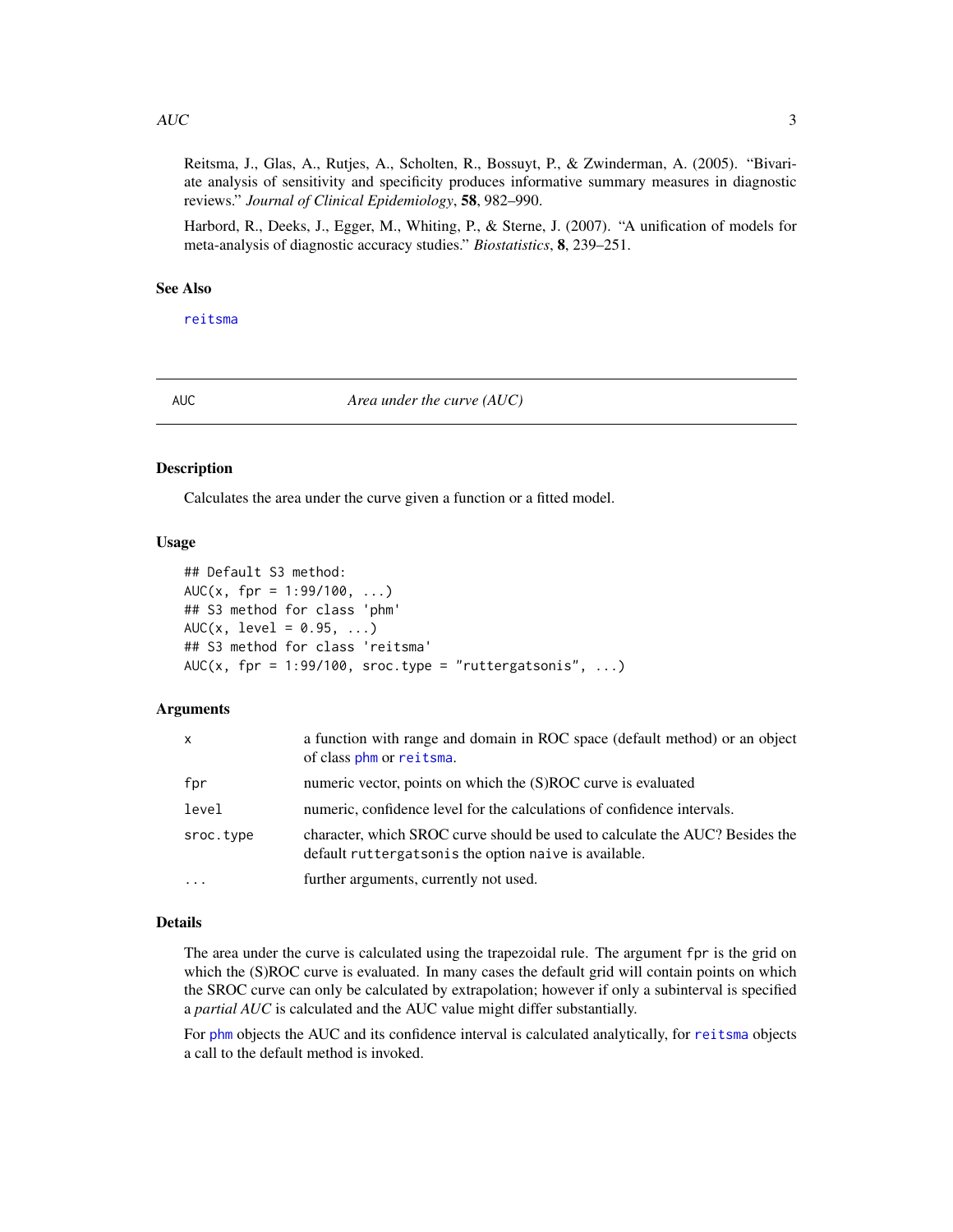Reitsma, J., Glas, A., Rutjes, A., Scholten, R., Bossuyt, P., & Zwinderman, A. (2005). "Bivariate analysis of sensitivity and specificity produces informative summary measures in diagnostic reviews." *Journal of Clinical Epidemiology*, **58**, 982–990.

Harbord, R., Deeks, J., Egger, M., Whiting, P., & Sterne, J. (2007). "A unification of models for meta-analysis of diagnostic accuracy studies." *Biostatistics*, **8**, 239–251.

### See Also

reitsma

---

## AUC — *Area under the curve (AUC)*

---

### Description

Calculates the area under the curve given a function or a fitted model.

### Usage

```
## Default S3 method:
AUC(x, fpr = 1:99/100, ...)
## S3 method for class 'phm'
AUC(x, level = 0.95, ...)
## S3 method for class 'reitsma'
AUC(x, fpr = 1:99/100, sroc.type = "ruttergatsonis", ...)
```

### Arguments

| | |
|---|---|
| x | a function with range and domain in ROC space (default method) or an object of class phm or reitsma. |
| fpr | numeric vector, points on which the (S)ROC curve is evaluated |
| level | numeric, confidence level for the calculations of confidence intervals. |
| sroc.type | character, which SROC curve should be used to calculate the AUC? Besides the default ruttergatsonis the option naive is available. |
| ... | further arguments, currently not used. |

### Details

The area under the curve is calculated using the trapezoidal rule. The argument fpr is the grid on which the (S)ROC curve is evaluated. In many cases the default grid will contain points on which the SROC curve can only be calculated by extrapolation; however if only a subinterval is specified a *partial AUC* is calculated and the AUC value might differ substantially.

For phm objects the AUC and its confidence interval is calculated analytically, for reitsma objects a call to the default method is invoked.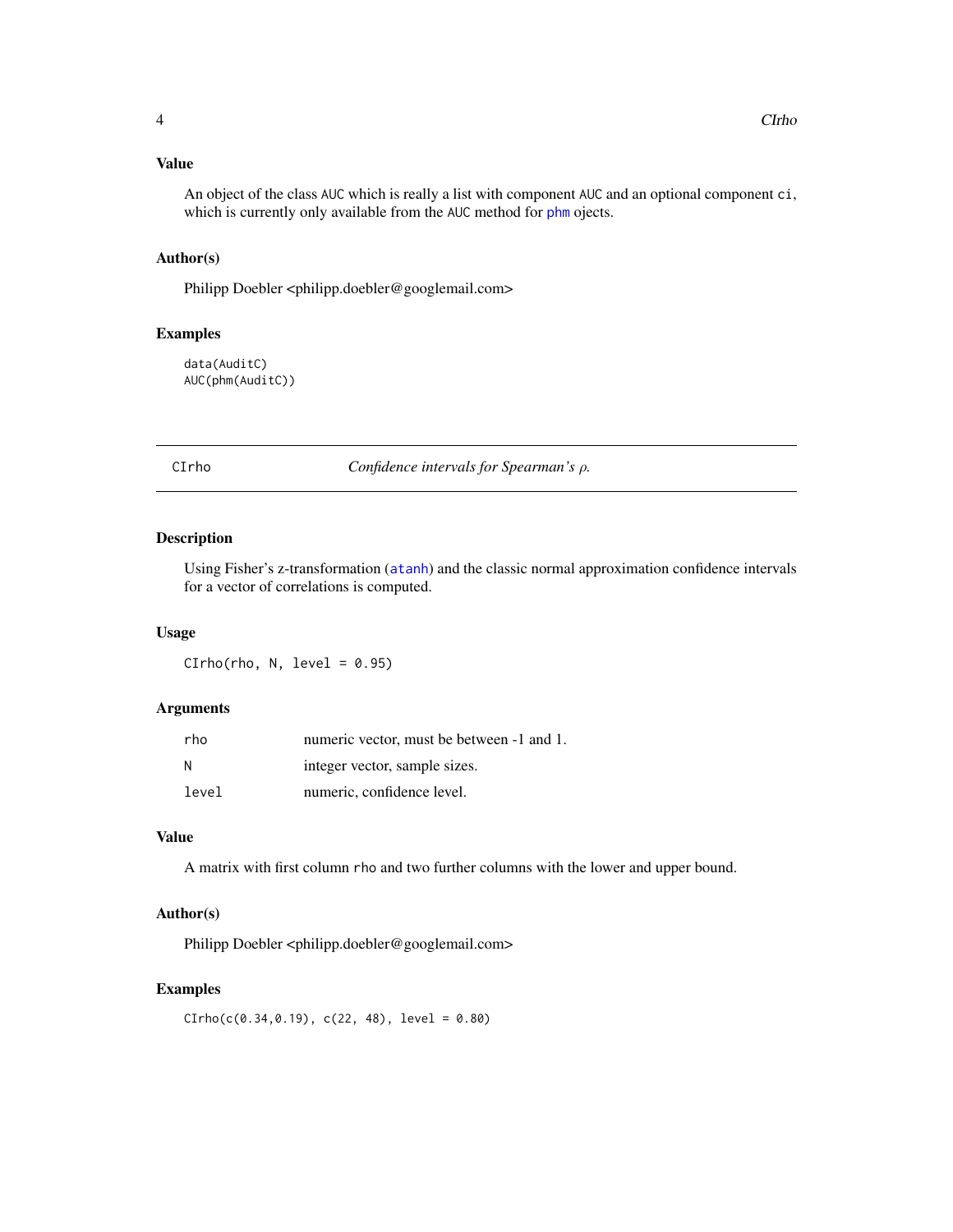### Value

An object of the class AUC which is really a list with component AUC and an optional component ci, which is currently only available from the AUC method for phm ojects.

### Author(s)

Philipp Doebler <philipp.doebler@googlemail.com>

### Examples

```
data(AuditC)
AUC(phm(AuditC))
```

---

## CIrho — *Confidence intervals for Spearman's $\rho$.*

### Description

Using Fisher's z-transformation (atanh) and the classic normal approximation confidence intervals for a vector of correlations is computed.

### Usage

```
CIrho(rho, N, level = 0.95)
```

### Arguments

| | |
|---|---|
| rho | numeric vector, must be between -1 and 1. |
| N | integer vector, sample sizes. |
| level | numeric, confidence level. |

### Value

A matrix with first column rho and two further columns with the lower and upper bound.

### Author(s)

Philipp Doebler <philipp.doebler@googlemail.com>

### Examples

```
CIrho(c(0.34,0.19), c(22, 48), level = 0.80)
```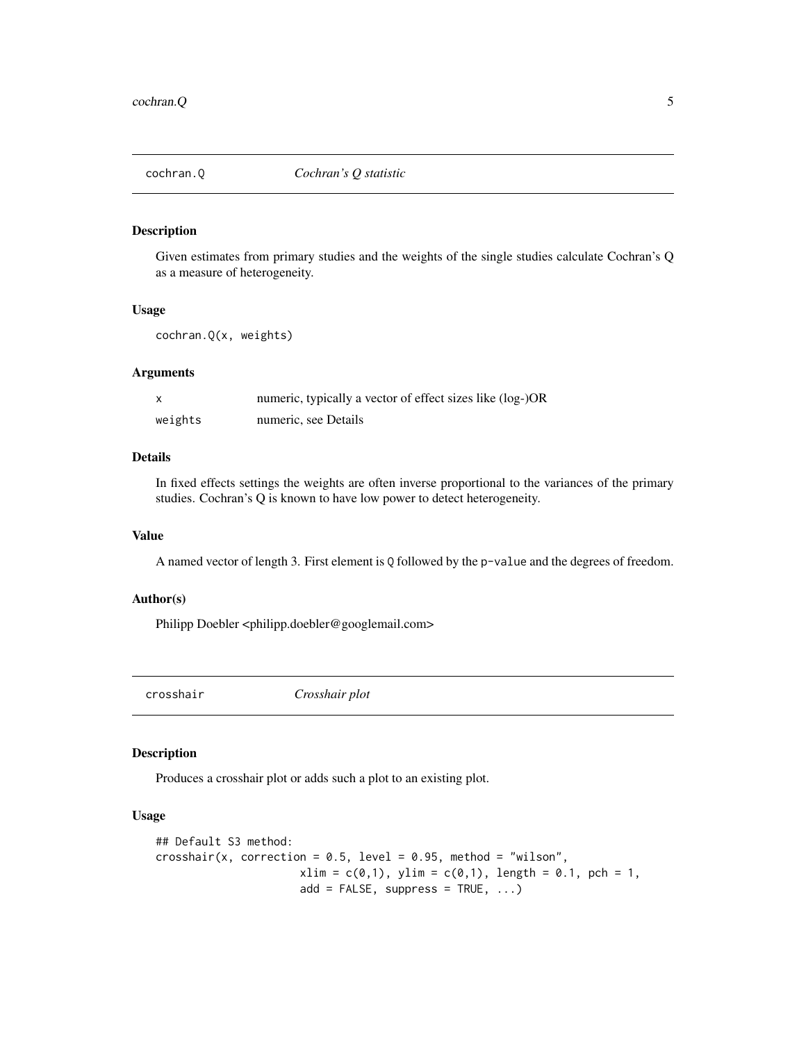## cochran.Q *Cochran's Q statistic*

### Description

Given estimates from primary studies and the weights of the single studies calculate Cochran's Q as a measure of heterogeneity.

### Usage

```
cochran.Q(x, weights)
```

### Arguments

| | |
|---|---|
| `x` | numeric, typically a vector of effect sizes like (log-)OR |
| `weights` | numeric, see Details |

### Details

In fixed effects settings the weights are often inverse proportional to the variances of the primary studies. Cochran's Q is known to have low power to detect heterogeneity.

### Value

A named vector of length 3. First element is `Q` followed by the `p-value` and the degrees of freedom.

### Author(s)

Philipp Doebler <philipp.doebler@googlemail.com>

## crosshair *Crosshair plot*

### Description

Produces a crosshair plot or adds such a plot to an existing plot.

### Usage

```
## Default S3 method:
crosshair(x, correction = 0.5, level = 0.95, method = "wilson",
                      xlim = c(0,1), ylim = c(0,1), length = 0.1, pch = 1,
                      add = FALSE, suppress = TRUE, ...)
```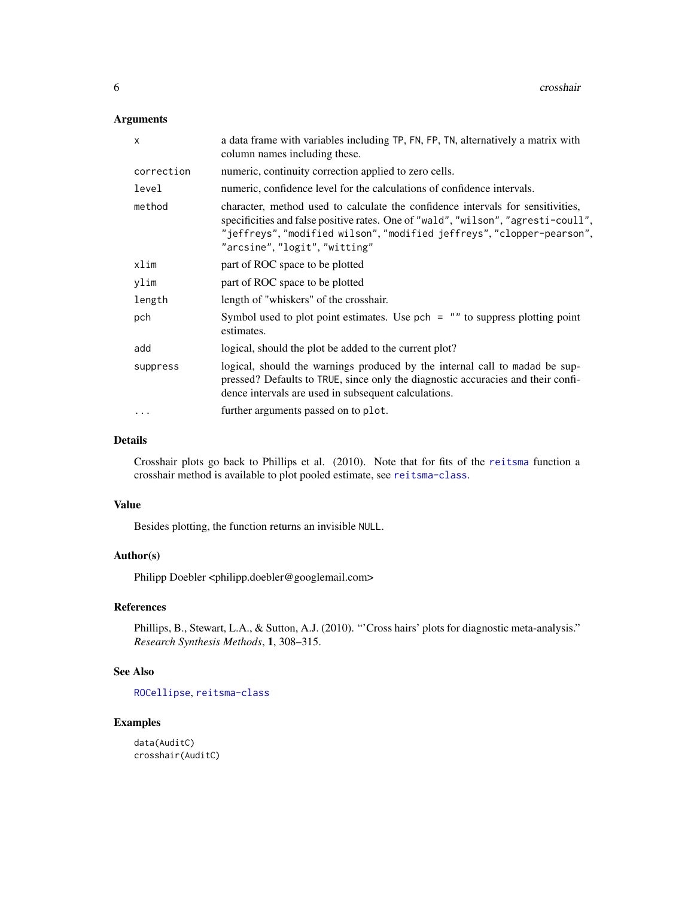## Arguments

| | |
|---|---|
| `x` | a data frame with variables including TP, FN, FP, TN, alternatively a matrix with column names including these. |
| `correction` | numeric, continuity correction applied to zero cells. |
| `level` | numeric, confidence level for the calculations of confidence intervals. |
| `method` | character, method used to calculate the confidence intervals for sensitivities, specificities and false positive rates. One of "wald", "wilson", "agresti-coull", "jeffreys", "modified wilson", "modified jeffreys", "clopper-pearson", "arcsine", "logit", "witting" |
| `xlim` | part of ROC space to be plotted |
| `ylim` | part of ROC space to be plotted |
| `length` | length of "whiskers" of the crosshair. |
| `pch` | Symbol used to plot point estimates. Use pch = "" to suppress plotting point estimates. |
| `add` | logical, should the plot be added to the current plot? |
| `suppress` | logical, should the warnings produced by the internal call to madad be suppressed? Defaults to TRUE, since only the diagnostic accuracies and their confidence intervals are used in subsequent calculations. |
| `...` | further arguments passed on to plot. |

## Details

Crosshair plots go back to Phillips et al. (2010). Note that for fits of the reitsma function a crosshair method is available to plot pooled estimate, see reitsma-class.

## Value

Besides plotting, the function returns an invisible NULL.

## Author(s)

Philipp Doebler <philipp.doebler@googlemail.com>

## References

Phillips, B., Stewart, L.A., & Sutton, A.J. (2010). "'Cross hairs' plots for diagnostic meta-analysis." *Research Synthesis Methods*, **1**, 308–315.

## See Also

ROCellipse, reitsma-class

## Examples

```
data(AuditC)
crosshair(AuditC)
```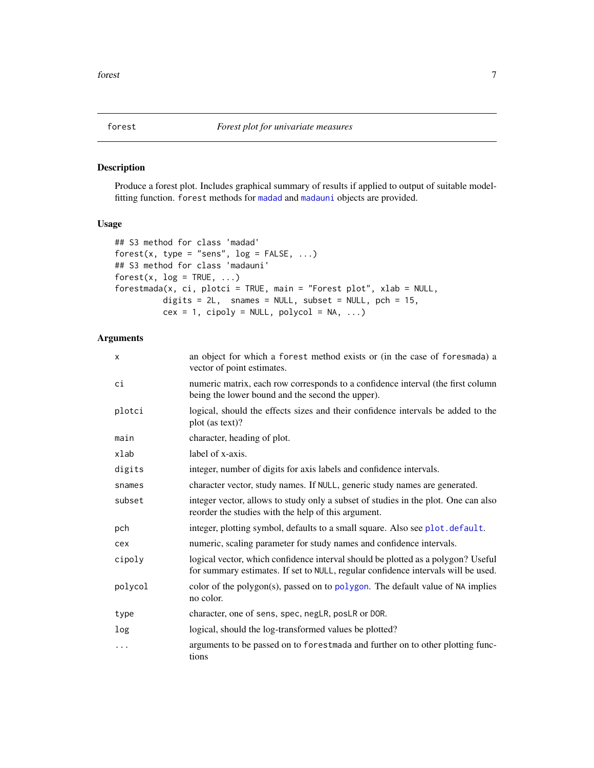## forest — *Forest plot for univariate measures*

### Description

Produce a forest plot. Includes graphical summary of results if applied to output of suitable model-fitting function. `forest` methods for `madad` and `madauni` objects are provided.

### Usage

```
## S3 method for class 'madad'
forest(x, type = "sens", log = FALSE, ...)
## S3 method for class 'madauni'
forest(x, log = TRUE, ...)
forestmada(x, ci, plotci = TRUE, main = "Forest plot", xlab = NULL,
          digits = 2L,  snames = NULL, subset = NULL, pch = 15,
          cex = 1, cipoly = NULL, polycol = NA, ...)
```

### Arguments

| Argument | Description |
| --- | --- |
| `x` | an object for which a `forest` method exists or (in the case of `foresmada`) a vector of point estimates. |
| `ci` | numeric matrix, each row corresponds to a confidence interval (the first column being the lower bound and the second the upper). |
| `plotci` | logical, should the effects sizes and their confidence intervals be added to the plot (as text)? |
| `main` | character, heading of plot. |
| `xlab` | label of x-axis. |
| `digits` | integer, number of digits for axis labels and confidence intervals. |
| `snames` | character vector, study names. If `NULL`, generic study names are generated. |
| `subset` | integer vector, allows to study only a subset of studies in the plot. One can also reorder the studies with the help of this argument. |
| `pch` | integer, plotting symbol, defaults to a small square. Also see `plot.default`. |
| `cex` | numeric, scaling parameter for study names and confidence intervals. |
| `cipoly` | logical vector, which confidence interval should be plotted as a polygon? Useful for summary estimates. If set to `NULL`, regular confidence intervals will be used. |
| `polycol` | color of the polygon(s), passed on to `polygon`. The default value of `NA` implies no color. |
| `type` | character, one of `sens`, `spec`, `negLR`, `posLR` or `DOR`. |
| `log` | logical, should the log-transformed values be plotted? |
| `...` | arguments to be passed on to `forestmada` and further on to other plotting functions |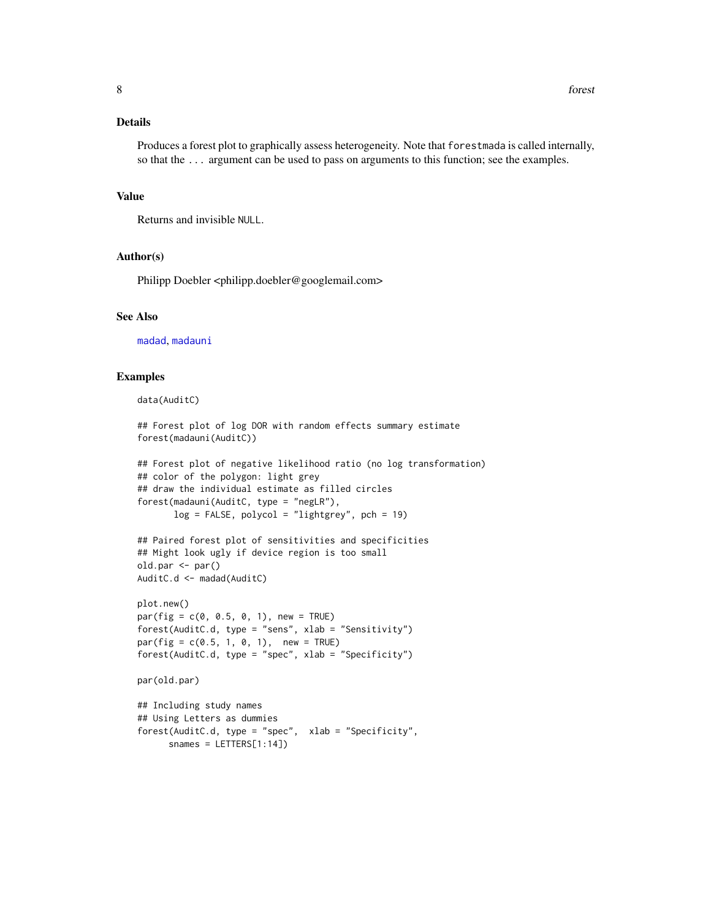## Details

Produces a forest plot to graphically assess heterogeneity. Note that `forestmada` is called internally, so that the `...` argument can be used to pass on arguments to this function; see the examples.

## Value

Returns and invisible `NULL`.

## Author(s)

Philipp Doebler <philipp.doebler@googlemail.com>

## See Also

`madad`, `madauni`

## Examples

```
data(AuditC)

## Forest plot of log DOR with random effects summary estimate
forest(madauni(AuditC))

## Forest plot of negative likelihood ratio (no log transformation)
## color of the polygon: light grey
## draw the individual estimate as filled circles
forest(madauni(AuditC, type = "negLR"),
       log = FALSE, polycol = "lightgrey", pch = 19)

## Paired forest plot of sensitivities and specificities
## Might look ugly if device region is too small
old.par <- par()
AuditC.d <- madad(AuditC)

plot.new()
par(fig = c(0, 0.5, 0, 1), new = TRUE)
forest(AuditC.d, type = "sens", xlab = "Sensitivity")
par(fig = c(0.5, 1, 0, 1),  new = TRUE)
forest(AuditC.d, type = "spec", xlab = "Specificity")

par(old.par)

## Including study names
## Using Letters as dummies
forest(AuditC.d, type = "spec",  xlab = "Specificity",
      snames = LETTERS[1:14])
```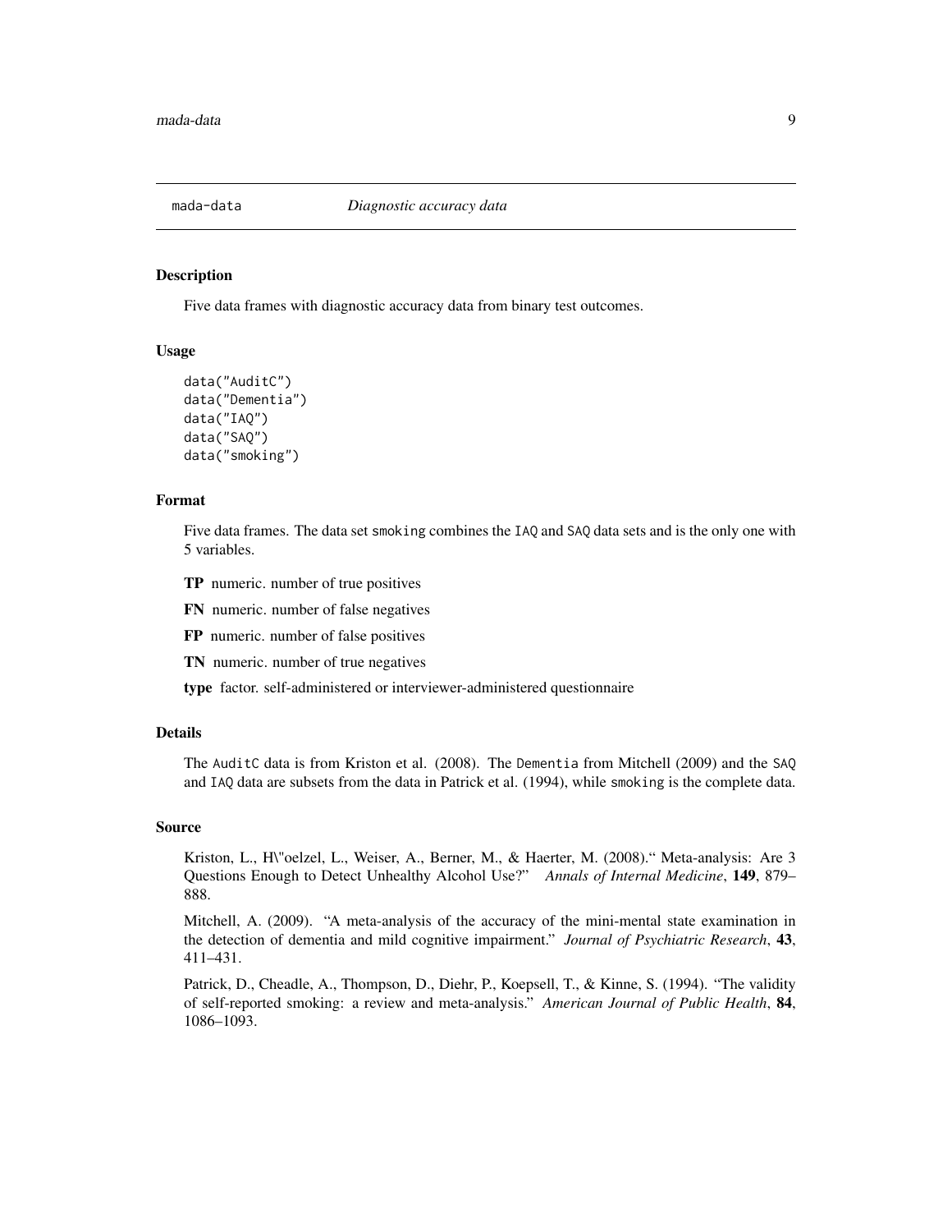## mada-data *Diagnostic accuracy data*

### Description

Five data frames with diagnostic accuracy data from binary test outcomes.

### Usage

```
data("AuditC")
data("Dementia")
data("IAQ")
data("SAQ")
data("smoking")
```

### Format

Five data frames. The data set `smoking` combines the `IAQ` and `SAQ` data sets and is the only one with 5 variables.

**TP** numeric. number of true positives

**FN** numeric. number of false negatives

**FP** numeric. number of false positives

**TN** numeric. number of true negatives

**type** factor. self-administered or interviewer-administered questionnaire

### Details

The `AuditC` data is from Kriston et al. (2008). The `Dementia` from Mitchell (2009) and the `SAQ` and `IAQ` data are subsets from the data in Patrick et al. (1994), while `smoking` is the complete data.

### Source

Kriston, L., H\"oelzel, L., Weiser, A., Berner, M., & Haerter, M. (2008).“ Meta-analysis: Are 3 Questions Enough to Detect Unhealthy Alcohol Use?” *Annals of Internal Medicine*, **149**, 879–888.

Mitchell, A. (2009). “A meta-analysis of the accuracy of the mini-mental state examination in the detection of dementia and mild cognitive impairment.” *Journal of Psychiatric Research*, **43**, 411–431.

Patrick, D., Cheadle, A., Thompson, D., Diehr, P., Koepsell, T., & Kinne, S. (1994). “The validity of self-reported smoking: a review and meta-analysis.” *American Journal of Public Health*, **84**, 1086–1093.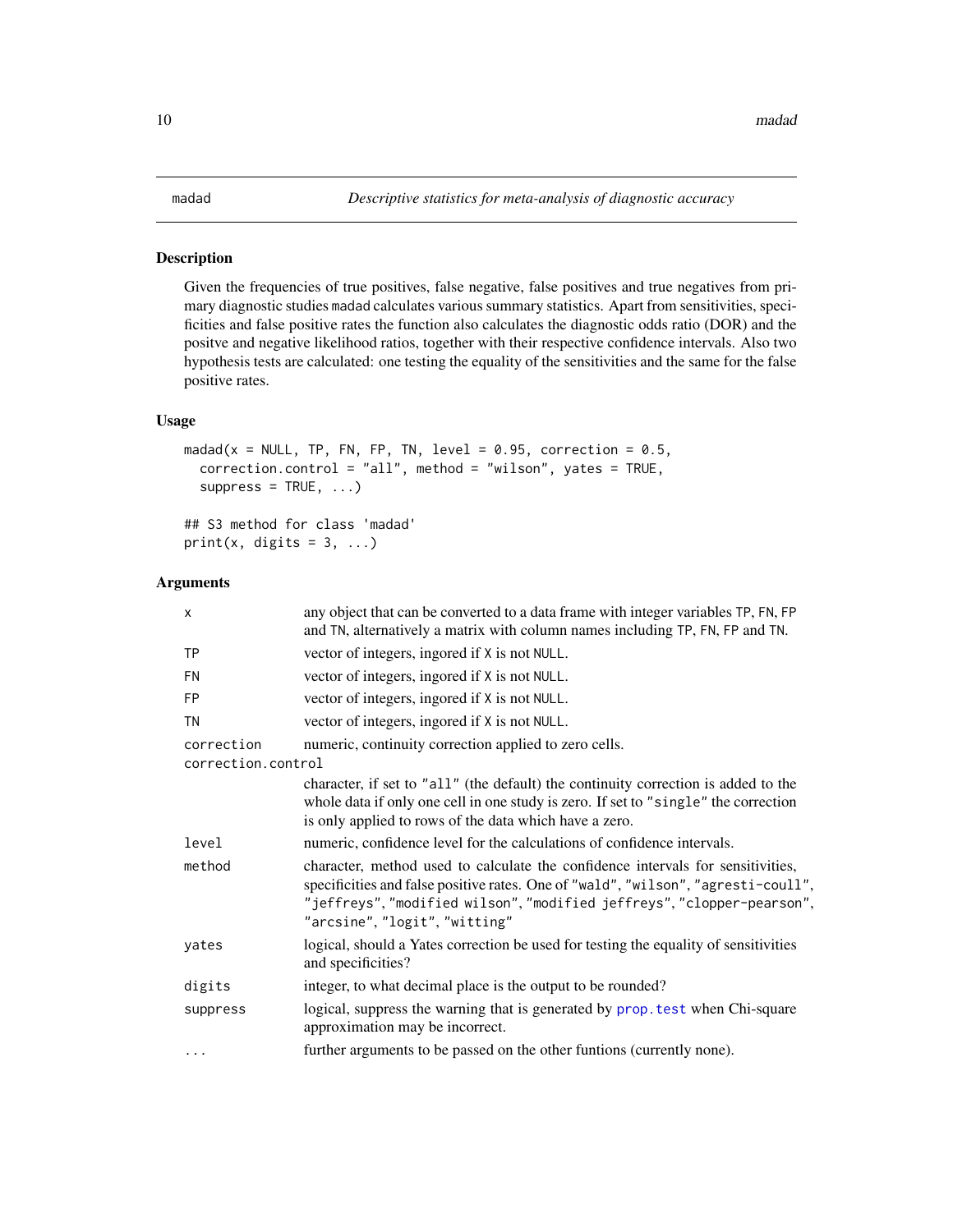# madad — *Descriptive statistics for meta-analysis of diagnostic accuracy*

## Description

Given the frequencies of true positives, false negative, false positives and true negatives from primary diagnostic studies madad calculates various summary statistics. Apart from sensitivities, specificities and false positive rates the function also calculates the diagnostic odds ratio (DOR) and the positve and negative likelihood ratios, together with their respective confidence intervals. Also two hypothesis tests are calculated: one testing the equality of the sensitivities and the same for the false positive rates.

## Usage

```
madad(x = NULL, TP, FN, FP, TN, level = 0.95, correction = 0.5,
  correction.control = "all", method = "wilson", yates = TRUE,
  suppress = TRUE, ...)

## S3 method for class 'madad'
print(x, digits = 3, ...)
```

## Arguments

| | |
|---|---|
| `x` | any object that can be converted to a data frame with integer variables `TP`, `FN`, `FP` and `TN`, alternatively a matrix with column names including `TP`, `FN`, `FP` and `TN`. |
| `TP` | vector of integers, ingored if `X` is not `NULL`. |
| `FN` | vector of integers, ingored if `X` is not `NULL`. |
| `FP` | vector of integers, ingored if `X` is not `NULL`. |
| `TN` | vector of integers, ingored if `X` is not `NULL`. |
| `correction` | numeric, continuity correction applied to zero cells. |
| `correction.control` | character, if set to `"all"` (the default) the continuity correction is added to the whole data if only one cell in one study is zero. If set to `"single"` the correction is only applied to rows of the data which have a zero. |
| `level` | numeric, confidence level for the calculations of confidence intervals. |
| `method` | character, method used to calculate the confidence intervals for sensitivities, specificities and false positive rates. One of `"wald"`, `"wilson"`, `"agresti-coull"`, `"jeffreys"`, `"modified wilson"`, `"modified jeffreys"`, `"clopper-pearson"`, `"arcsine"`, `"logit"`, `"witting"` |
| `yates` | logical, should a Yates correction be used for testing the equality of sensitivities and specificities? |
| `digits` | integer, to what decimal place is the output to be rounded? |
| `suppress` | logical, suppress the warning that is generated by `prop.test` when Chi-square approximation may be incorrect. |
| `...` | further arguments to be passed on the other funtions (currently none). |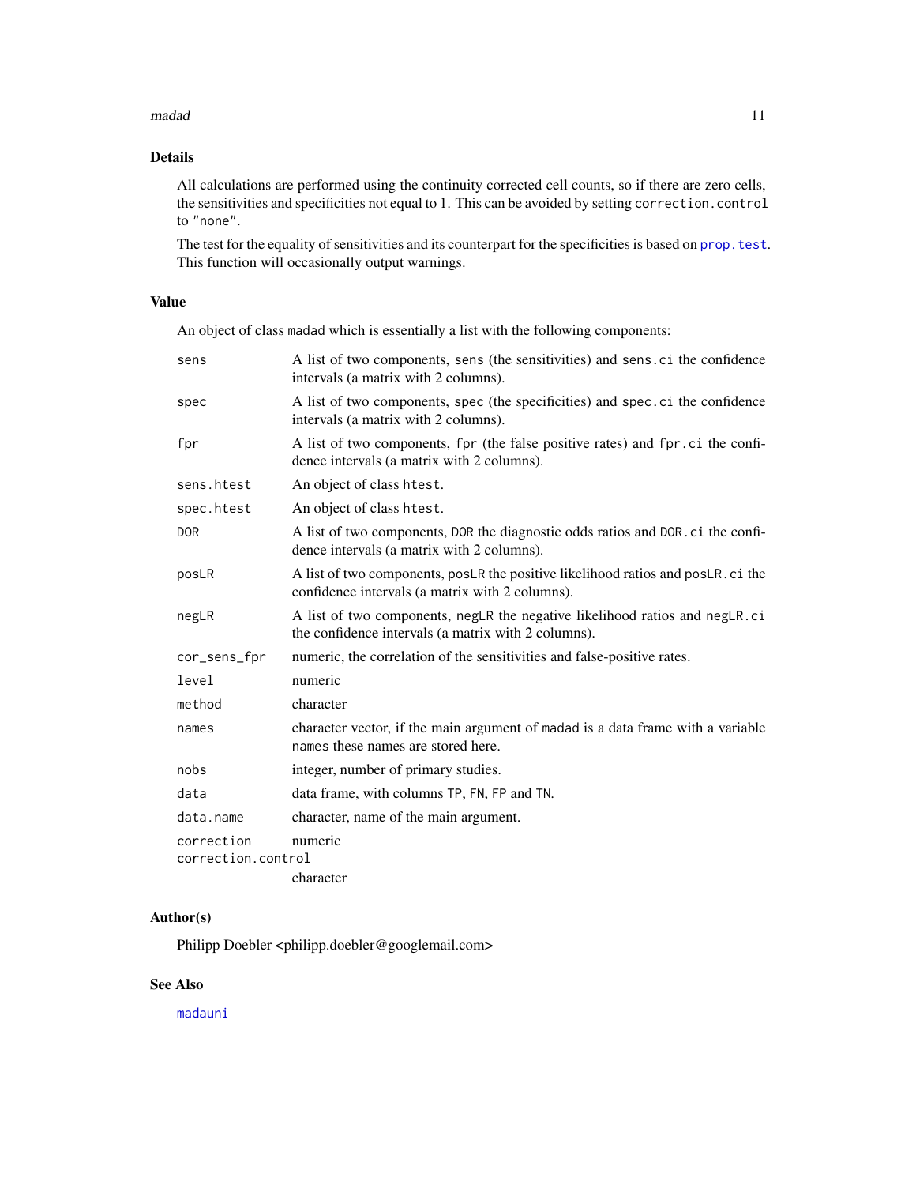## Details

All calculations are performed using the continuity corrected cell counts, so if there are zero cells, the sensitivities and specificities not equal to 1. This can be avoided by setting `correction.control` to `"none"`.

The test for the equality of sensitivities and its counterpart for the specificities is based on `prop.test`. This function will occasionally output warnings.

## Value

An object of class `madad` which is essentially a list with the following components:

| | |
|---|---|
| `sens` | A list of two components, `sens` (the sensitivities) and `sens.ci` the confidence intervals (a matrix with 2 columns). |
| `spec` | A list of two components, `spec` (the specificities) and `spec.ci` the confidence intervals (a matrix with 2 columns). |
| `fpr` | A list of two components, `fpr` (the false positive rates) and `fpr.ci` the confidence intervals (a matrix with 2 columns). |
| `sens.htest` | An object of class `htest`. |
| `spec.htest` | An object of class `htest`. |
| `DOR` | A list of two components, `DOR` the diagnostic odds ratios and `DOR.ci` the confidence intervals (a matrix with 2 columns). |
| `posLR` | A list of two components, `posLR` the positive likelihood ratios and `posLR.ci` the confidence intervals (a matrix with 2 columns). |
| `negLR` | A list of two components, `negLR` the negative likelihood ratios and `negLR.ci` the confidence intervals (a matrix with 2 columns). |
| `cor_sens_fpr` | numeric, the correlation of the sensitivities and false-positive rates. |
| `level` | numeric |
| `method` | character |
| `names` | character vector, if the main argument of `madad` is a data frame with a variable `names` these names are stored here. |
| `nobs` | integer, number of primary studies. |
| `data` | data frame, with columns `TP`, `FN`, `FP` and `TN`. |
| `data.name` | character, name of the main argument. |
| `correction` | numeric |
| `correction.control` | character |

## Author(s)

Philipp Doebler <philipp.doebler@googlemail.com>

## See Also

`madauni`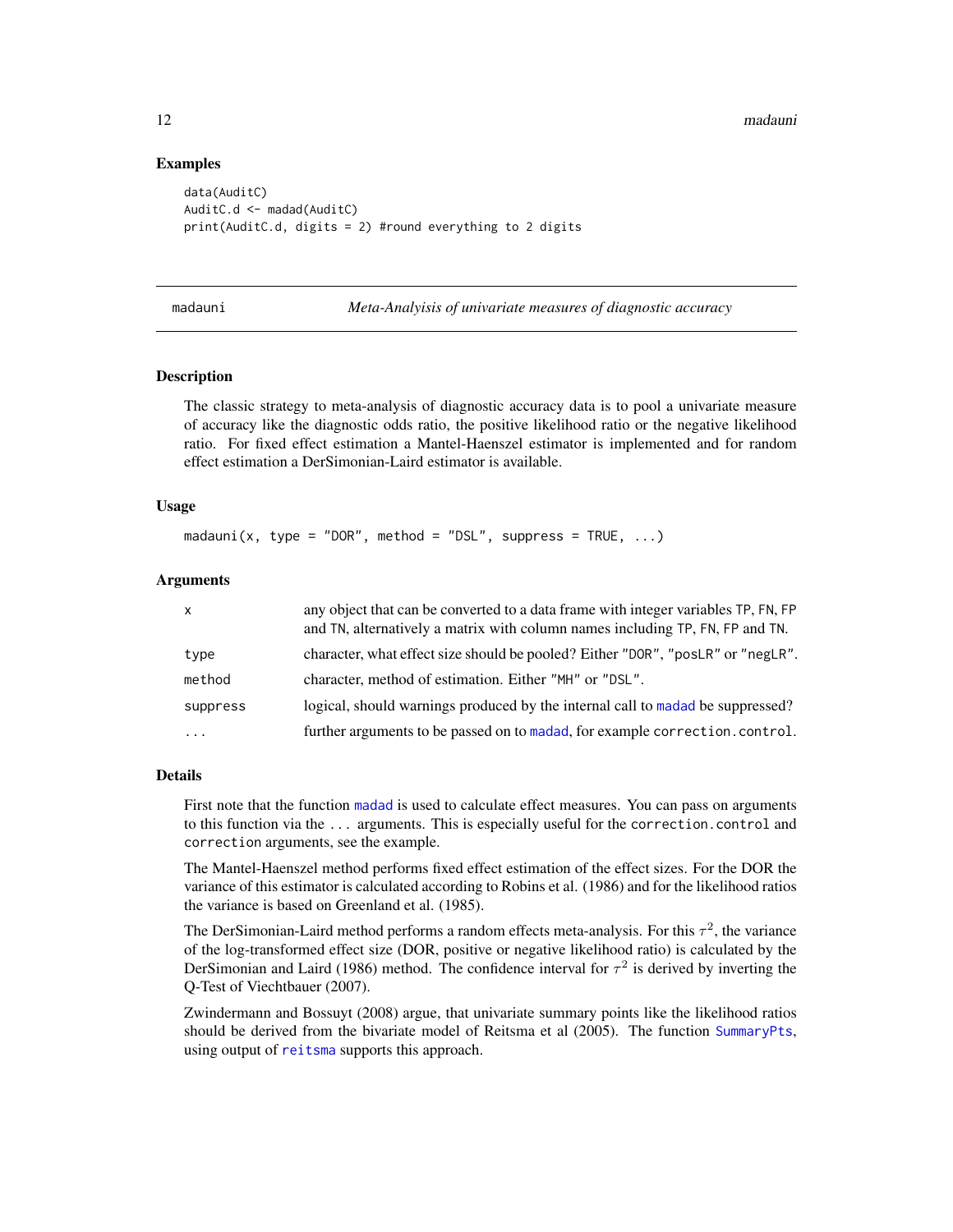## Examples

```
data(AuditC)
AuditC.d <- madad(AuditC)
print(AuditC.d, digits = 2) #round everything to 2 digits
```

---

# madauni — *Meta-Analyisis of univariate measures of diagnostic accuracy*

## Description

The classic strategy to meta-analysis of diagnostic accuracy data is to pool a univariate measure of accuracy like the diagnostic odds ratio, the positive likelihood ratio or the negative likelihood ratio. For fixed effect estimation a Mantel-Haenszel estimator is implemented and for random effect estimation a DerSimonian-Laird estimator is available.

## Usage

```
madauni(x, type = "DOR", method = "DSL", suppress = TRUE, ...)
```

## Arguments

| | |
|---|---|
| `x` | any object that can be converted to a data frame with integer variables `TP`, `FN`, `FP` and `TN`, alternatively a matrix with column names including `TP`, `FN`, `FP` and `TN`. |
| `type` | character, what effect size should be pooled? Either `"DOR"`, `"posLR"` or `"negLR"`. |
| `method` | character, method of estimation. Either `"MH"` or `"DSL"`. |
| `suppress` | logical, should warnings produced by the internal call to `madad` be suppressed? |
| `...` | further arguments to be passed on to `madad`, for example `correction.control`. |

## Details

First note that the function `madad` is used to calculate effect measures. You can pass on arguments to this function via the `...` arguments. This is especially useful for the `correction.control` and `correction` arguments, see the example.

The Mantel-Haenszel method performs fixed effect estimation of the effect sizes. For the DOR the variance of this estimator is calculated according to Robins et al. (1986) and for the likelihood ratios the variance is based on Greenland et al. (1985).

The DerSimonian-Laird method performs a random effects meta-analysis. For this $\tau^2$, the variance of the log-transformed effect size (DOR, positive or negative likelihood ratio) is calculated by the DerSimonian and Laird (1986) method. The confidence interval for $\tau^2$ is derived by inverting the Q-Test of Viechtbauer (2007).

Zwindermann and Bossuyt (2008) argue, that univariate summary points like the likelihood ratios should be derived from the bivariate model of Reitsma et al (2005). The function `SummaryPts`, using output of `reitsma` supports this approach.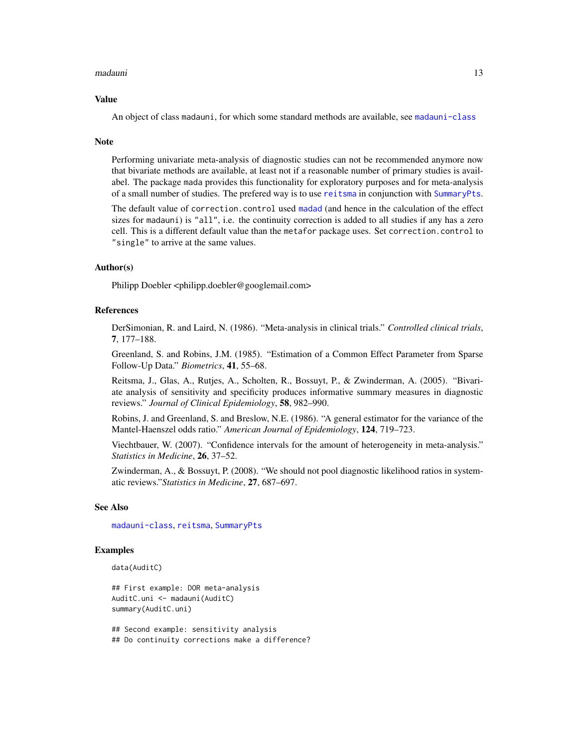## Value

An object of class `madauni`, for which some standard methods are available, see `madauni-class`

## Note

Performing univariate meta-analysis of diagnostic studies can not be recommended anymore now that bivariate methods are available, at least not if a reasonable number of primary studies is availabel. The package `mada` provides this functionality for exploratory purposes and for meta-analysis of a small number of studies. The prefered way is to use `reitsma` in conjunction with `SummaryPts`.

The default value of `correction.control` used `madad` (and hence in the calculation of the effect sizes for `madauni`) is `"all"`, i.e. the continuity correction is added to all studies if any has a zero cell. This is a different default value than the `metafor` package uses. Set `correction.control` to `"single"` to arrive at the same values.

## Author(s)

Philipp Doebler <philipp.doebler@googlemail.com>

## References

DerSimonian, R. and Laird, N. (1986). "Meta-analysis in clinical trials." *Controlled clinical trials*, **7**, 177–188.

Greenland, S. and Robins, J.M. (1985). "Estimation of a Common Effect Parameter from Sparse Follow-Up Data." *Biometrics*, **41**, 55–68.

Reitsma, J., Glas, A., Rutjes, A., Scholten, R., Bossuyt, P., & Zwinderman, A. (2005). "Bivariate analysis of sensitivity and specificity produces informative summary measures in diagnostic reviews." *Journal of Clinical Epidemiology*, **58**, 982–990.

Robins, J. and Greenland, S. and Breslow, N.E. (1986). "A general estimator for the variance of the Mantel-Haenszel odds ratio." *American Journal of Epidemiology*, **124**, 719–723.

Viechtbauer, W. (2007). "Confidence intervals for the amount of heterogeneity in meta-analysis." *Statistics in Medicine*, **26**, 37–52.

Zwinderman, A., & Bossuyt, P. (2008). "We should not pool diagnostic likelihood ratios in systematic reviews."*Statistics in Medicine*, **27**, 687–697.

## See Also

`madauni-class`, `reitsma`, `SummaryPts`

## Examples

```
data(AuditC)

## First example: DOR meta-analysis
AuditC.uni <- madauni(AuditC)
summary(AuditC.uni)

## Second example: sensitivity analysis
## Do continuity corrections make a difference?
```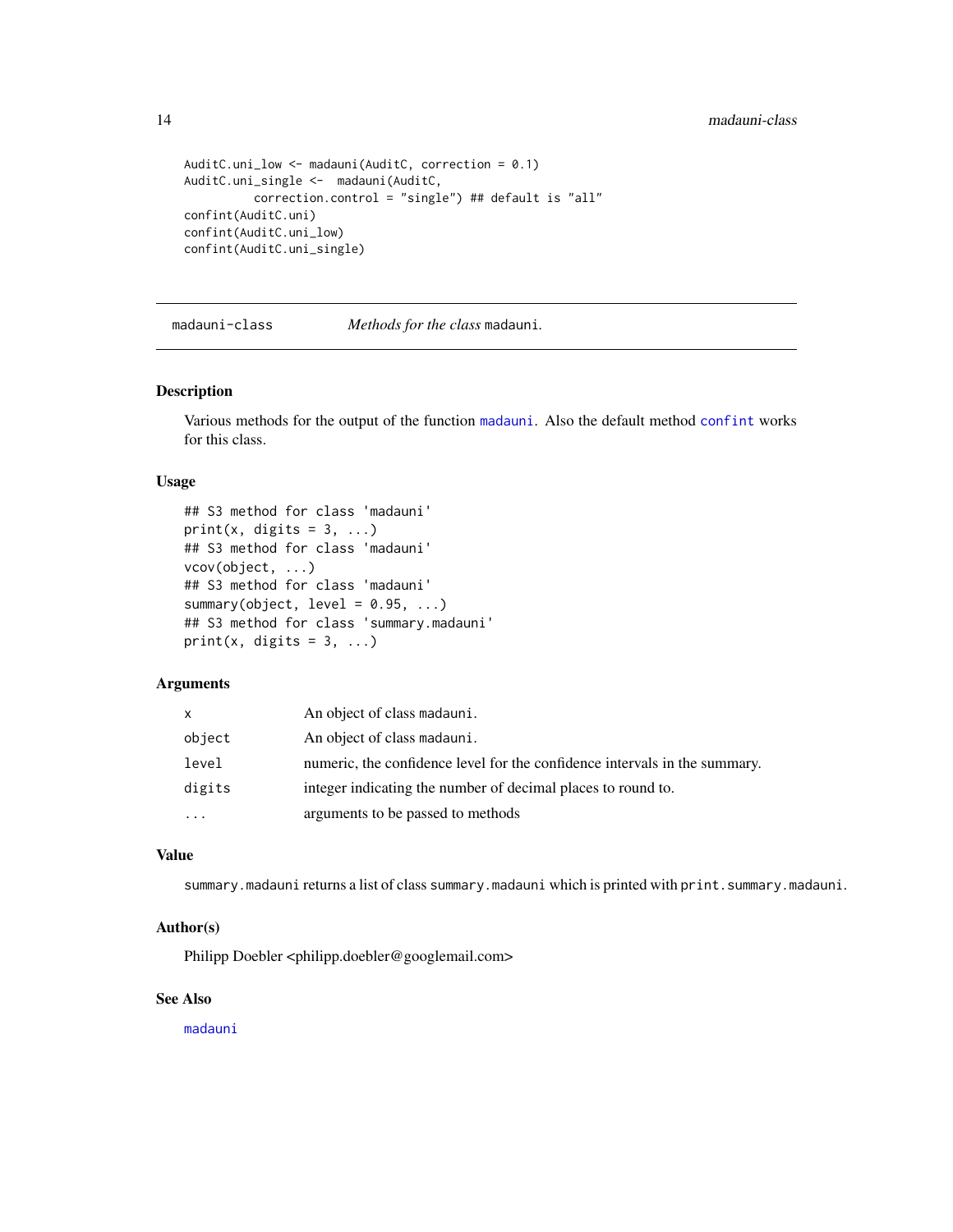```
AuditC.uni_low <- madauni(AuditC, correction = 0.1)
AuditC.uni_single <-  madauni(AuditC,
          correction.control = "single") ## default is "all"
confint(AuditC.uni)
confint(AuditC.uni_low)
confint(AuditC.uni_single)
```

## madauni-class — *Methods for the class* madauni.

### Description

Various methods for the output of the function madauni. Also the default method confint works for this class.

### Usage

```
## S3 method for class 'madauni'
print(x, digits = 3, ...)
## S3 method for class 'madauni'
vcov(object, ...)
## S3 method for class 'madauni'
summary(object, level = 0.95, ...)
## S3 method for class 'summary.madauni'
print(x, digits = 3, ...)
```

### Arguments

| | |
|---|---|
| x | An object of class madauni. |
| object | An object of class madauni. |
| level | numeric, the confidence level for the confidence intervals in the summary. |
| digits | integer indicating the number of decimal places to round to. |
| ... | arguments to be passed to methods |

### Value

summary.madauni returns a list of class summary.madauni which is printed with print.summary.madauni.

### Author(s)

Philipp Doebler <philipp.doebler@googlemail.com>

### See Also

madauni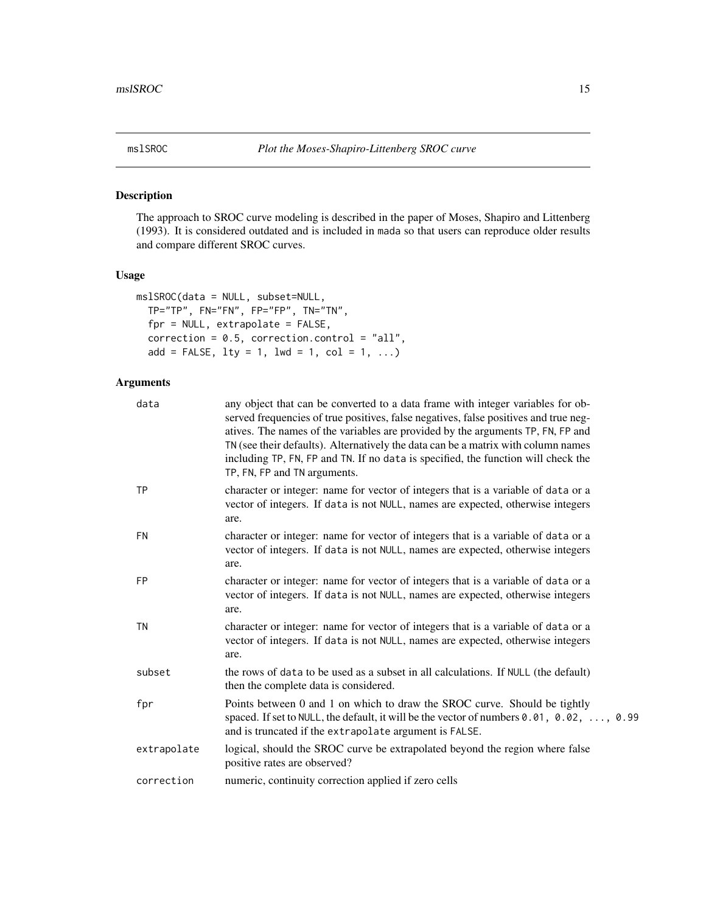# mslSROC — *Plot the Moses-Shapiro-Littenberg SROC curve*

## Description

The approach to SROC curve modeling is described in the paper of Moses, Shapiro and Littenberg (1993). It is considered outdated and is included in mada so that users can reproduce older results and compare different SROC curves.

## Usage

```
mslSROC(data = NULL, subset=NULL,
  TP="TP", FN="FN", FP="FP", TN="TN",
  fpr = NULL, extrapolate = FALSE,
  correction = 0.5, correction.control = "all",
  add = FALSE, lty = 1, lwd = 1, col = 1, ...)
```

## Arguments

| | |
|---|---|
| `data` | any object that can be converted to a data frame with integer variables for observed frequencies of true positives, false negatives, false positives and true negatives. The names of the variables are provided by the arguments `TP`, `FN`, `FP` and `TN` (see their defaults). Alternatively the data can be a matrix with column names including `TP`, `FN`, `FP` and `TN`. If no `data` is specified, the function will check the `TP`, `FN`, `FP` and `TN` arguments. |
| `TP` | character or integer: name for vector of integers that is a variable of `data` or a vector of integers. If `data` is not `NULL`, names are expected, otherwise integers are. |
| `FN` | character or integer: name for vector of integers that is a variable of `data` or a vector of integers. If `data` is not `NULL`, names are expected, otherwise integers are. |
| `FP` | character or integer: name for vector of integers that is a variable of `data` or a vector of integers. If `data` is not `NULL`, names are expected, otherwise integers are. |
| `TN` | character or integer: name for vector of integers that is a variable of `data` or a vector of integers. If `data` is not `NULL`, names are expected, otherwise integers are. |
| `subset` | the rows of `data` to be used as a subset in all calculations. If `NULL` (the default) then the complete data is considered. |
| `fpr` | Points between 0 and 1 on which to draw the SROC curve. Should be tightly spaced. If set to `NULL`, the default, it will be the vector of numbers `0.01, 0.02, ..., 0.99` and is truncated if the `extrapolate` argument is `FALSE`. |
| `extrapolate` | logical, should the SROC curve be extrapolated beyond the region where false positive rates are observed? |
| `correction` | numeric, continuity correction applied if zero cells |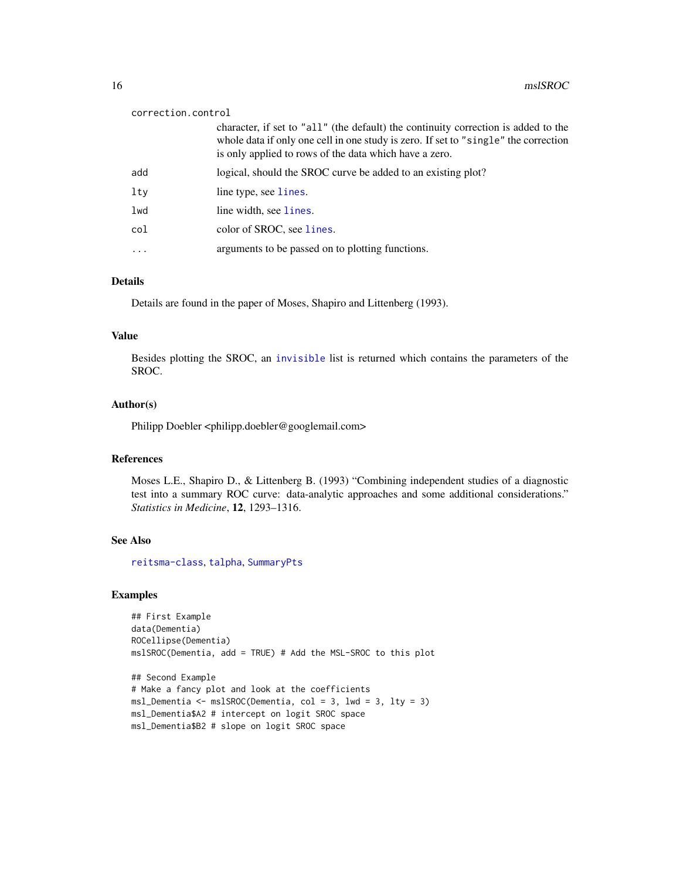| | |
|---|---|
| correction.control | character, if set to "all" (the default) the continuity correction is added to the whole data if only one cell in one study is zero. If set to "single" the correction is only applied to rows of the data which have a zero. |
| add | logical, should the SROC curve be added to an existing plot? |
| lty | line type, see lines. |
| lwd | line width, see lines. |
| col | color of SROC, see lines. |
| ... | arguments to be passed on to plotting functions. |

## Details

Details are found in the paper of Moses, Shapiro and Littenberg (1993).

## Value

Besides plotting the SROC, an invisible list is returned which contains the parameters of the SROC.

## Author(s)

Philipp Doebler <philipp.doebler@googlemail.com>

## References

Moses L.E., Shapiro D., & Littenberg B. (1993) "Combining independent studies of a diagnostic test into a summary ROC curve: data-analytic approaches and some additional considerations." *Statistics in Medicine*, **12**, 1293–1316.

## See Also

reitsma-class, talpha, SummaryPts

## Examples

```
## First Example
data(Dementia)
ROCellipse(Dementia)
mslSROC(Dementia, add = TRUE) # Add the MSL-SROC to this plot

## Second Example
# Make a fancy plot and look at the coefficients
msl_Dementia <- mslSROC(Dementia, col = 3, lwd = 3, lty = 3)
msl_Dementia$A2 # intercept on logit SROC space
msl_Dementia$B2 # slope on logit SROC space
```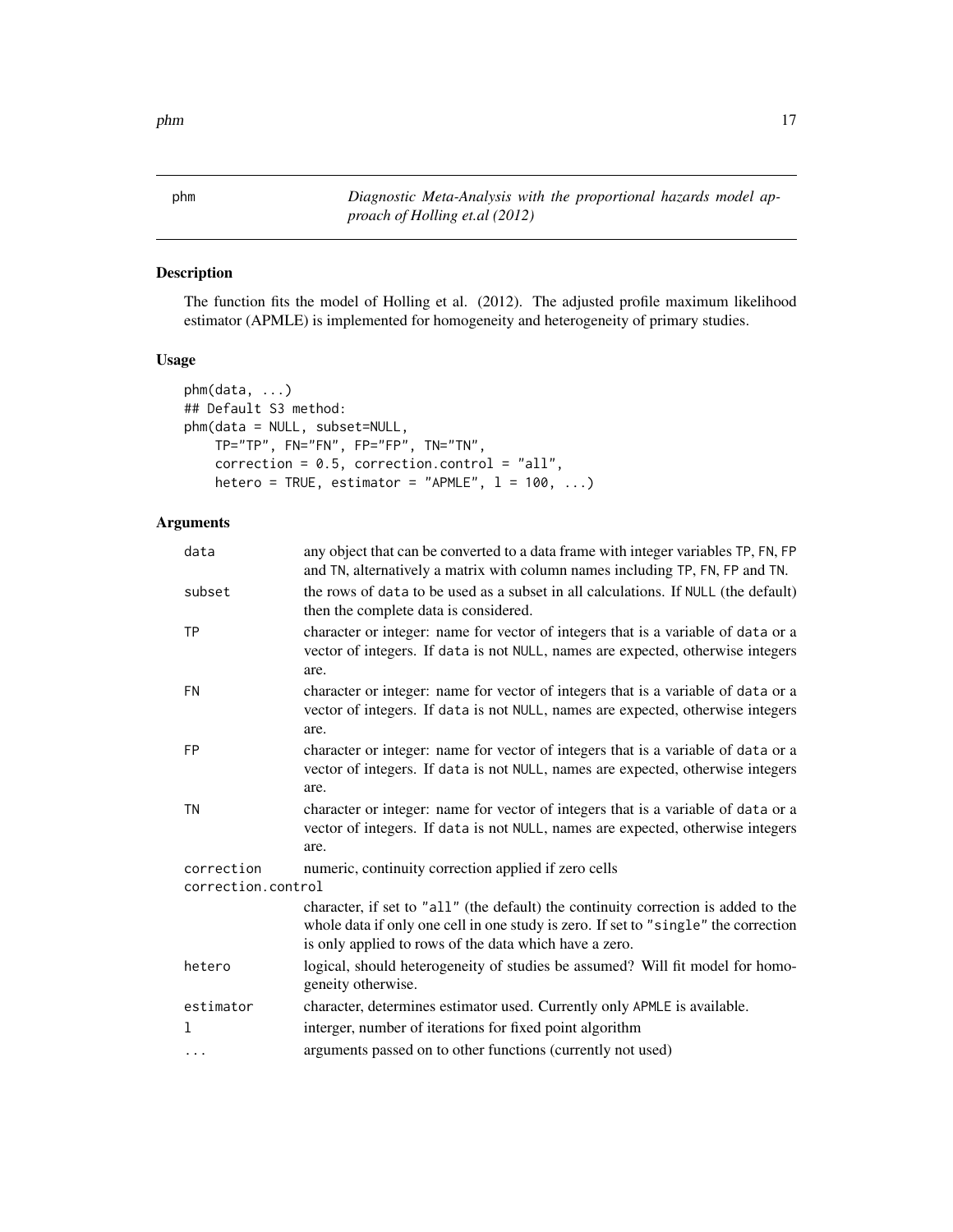# phm — *Diagnostic Meta-Analysis with the proportional hazards model approach of Holling et.al (2012)*

## Description

The function fits the model of Holling et al. (2012). The adjusted profile maximum likelihood estimator (APMLE) is implemented for homogeneity and heterogeneity of primary studies.

## Usage

```
phm(data, ...)
## Default S3 method:
phm(data = NULL, subset=NULL,
    TP="TP", FN="FN", FP="FP", TN="TN",
    correction = 0.5, correction.control = "all",
    hetero = TRUE, estimator = "APMLE", l = 100, ...)
```

## Arguments

| Argument | Description |
|---|---|
| `data` | any object that can be converted to a data frame with integer variables `TP`, `FN`, `FP` and `TN`, alternatively a matrix with column names including `TP`, `FN`, `FP` and `TN`. |
| `subset` | the rows of `data` to be used as a subset in all calculations. If `NULL` (the default) then the complete data is considered. |
| `TP` | character or integer: name for vector of integers that is a variable of `data` or a vector of integers. If `data` is not `NULL`, names are expected, otherwise integers are. |
| `FN` | character or integer: name for vector of integers that is a variable of `data` or a vector of integers. If `data` is not `NULL`, names are expected, otherwise integers are. |
| `FP` | character or integer: name for vector of integers that is a variable of `data` or a vector of integers. If `data` is not `NULL`, names are expected, otherwise integers are. |
| `TN` | character or integer: name for vector of integers that is a variable of `data` or a vector of integers. If `data` is not `NULL`, names are expected, otherwise integers are. |
| `correction` | numeric, continuity correction applied if zero cells |
| `correction.control` | character, if set to `"all"` (the default) the continuity correction is added to the whole data if only one cell in one study is zero. If set to `"single"` the correction is only applied to rows of the data which have a zero. |
| `hetero` | logical, should heterogeneity of studies be assumed? Will fit model for homogeneity otherwise. |
| `estimator` | character, determines estimator used. Currently only `APMLE` is available. |
| `l` | interger, number of iterations for fixed point algorithm |
| `...` | arguments passed on to other functions (currently not used) |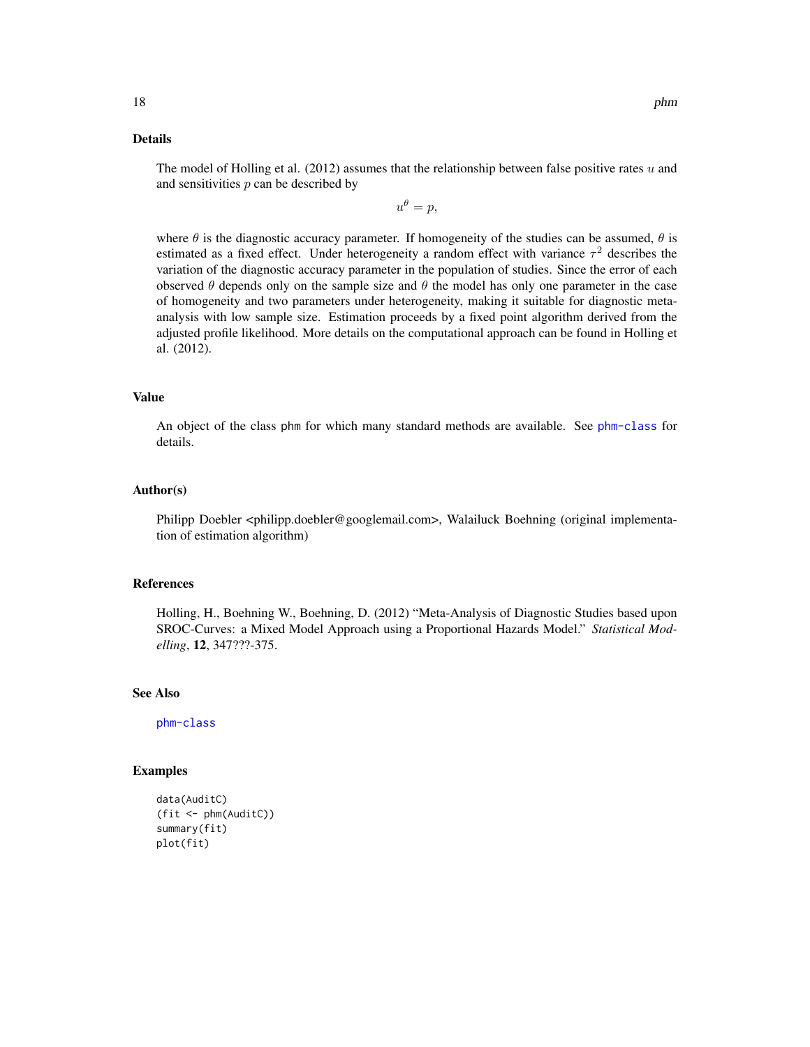## Details

The model of Holling et al. (2012) assumes that the relationship between false positive rates $u$ and and sensitivities $p$ can be described by

$$u^\theta = p,$$

where $\theta$ is the diagnostic accuracy parameter. If homogeneity of the studies can be assumed, $\theta$ is estimated as a fixed effect. Under heterogeneity a random effect with variance $\tau^2$ describes the variation of the diagnostic accuracy parameter in the population of studies. Since the error of each observed $\theta$ depends only on the sample size and $\theta$ the model has only one parameter in the case of homogeneity and two parameters under heterogeneity, making it suitable for diagnostic meta-analysis with low sample size. Estimation proceeds by a fixed point algorithm derived from the adjusted profile likelihood. More details on the computational approach can be found in Holling et al. (2012).

## Value

An object of the class phm for which many standard methods are available. See phm-class for details.

## Author(s)

Philipp Doebler <philipp.doebler@googlemail.com>, Walailuck Boehning (original implementation of estimation algorithm)

## References

Holling, H., Boehning W., Boehning, D. (2012) "Meta-Analysis of Diagnostic Studies based upon SROC-Curves: a Mixed Model Approach using a Proportional Hazards Model." *Statistical Modelling*, **12**, 347???-375.

## See Also

phm-class

## Examples

```
data(AuditC)
(fit <- phm(AuditC))
summary(fit)
plot(fit)
```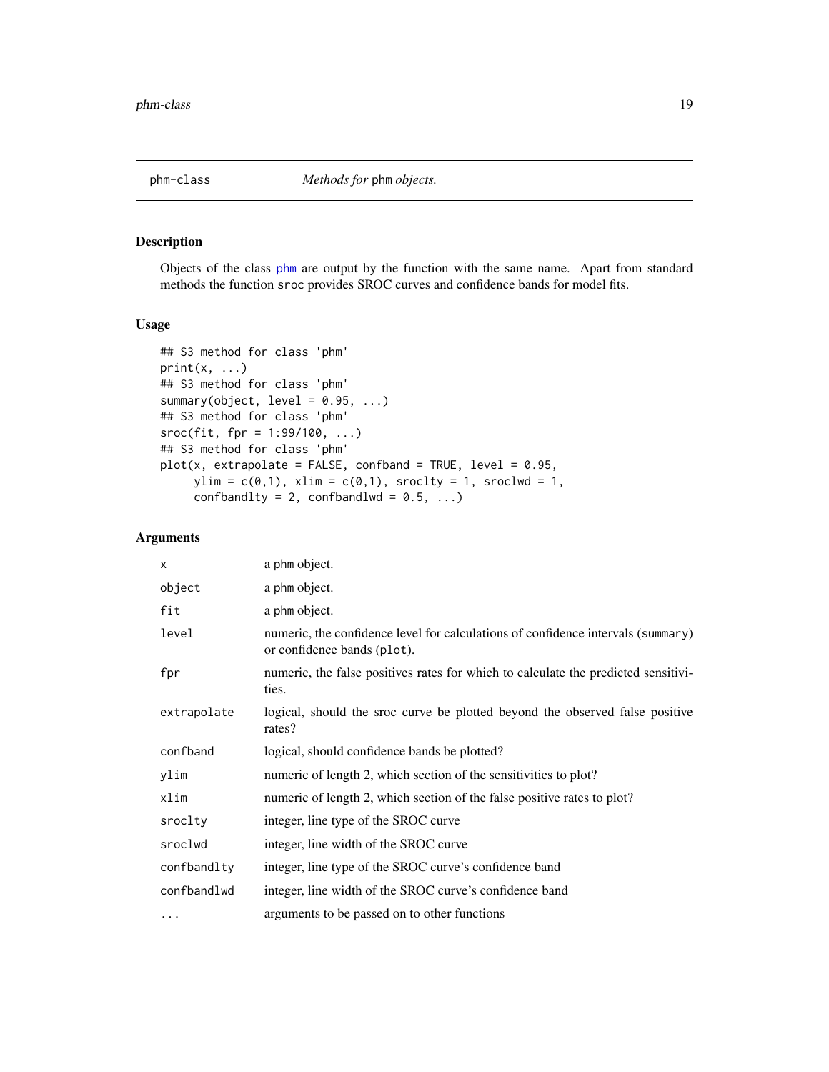# phm-class — *Methods for* `phm` *objects.*

## Description

Objects of the class phm are output by the function with the same name. Apart from standard methods the function `sroc` provides SROC curves and confidence bands for model fits.

## Usage

```
## S3 method for class 'phm'
print(x, ...)
## S3 method for class 'phm'
summary(object, level = 0.95, ...)
## S3 method for class 'phm'
sroc(fit, fpr = 1:99/100, ...)
## S3 method for class 'phm'
plot(x, extrapolate = FALSE, confband = TRUE, level = 0.95,
     ylim = c(0,1), xlim = c(0,1), sroclty = 1, sroclwd = 1,
     confbandlty = 2, confbandlwd = 0.5, ...)
```

## Arguments

| | |
|---|---|
| `x` | a phm object. |
| `object` | a phm object. |
| `fit` | a phm object. |
| `level` | numeric, the confidence level for calculations of confidence intervals (`summary`) or confidence bands (`plot`). |
| `fpr` | numeric, the false positives rates for which to calculate the predicted sensitivities. |
| `extrapolate` | logical, should the sroc curve be plotted beyond the observed false positive rates? |
| `confband` | logical, should confidence bands be plotted? |
| `ylim` | numeric of length 2, which section of the sensitivities to plot? |
| `xlim` | numeric of length 2, which section of the false positive rates to plot? |
| `sroclty` | integer, line type of the SROC curve |
| `sroclwd` | integer, line width of the SROC curve |
| `confbandlty` | integer, line type of the SROC curve's confidence band |
| `confbandlwd` | integer, line width of the SROC curve's confidence band |
| `...` | arguments to be passed on to other functions |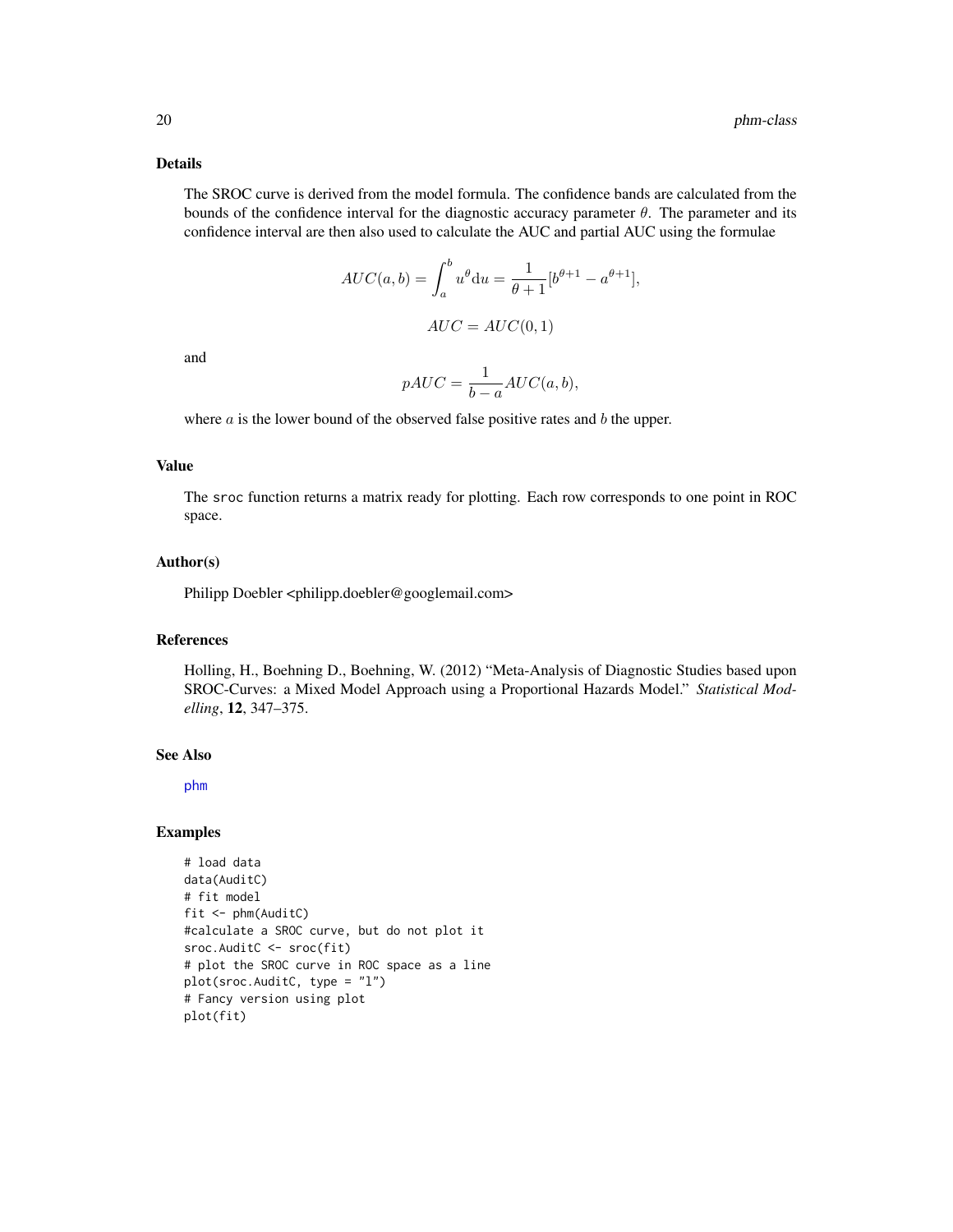### Details

The SROC curve is derived from the model formula. The confidence bands are calculated from the bounds of the confidence interval for the diagnostic accuracy parameter $\theta$. The parameter and its confidence interval are then also used to calculate the AUC and partial AUC using the formulae

$$AUC(a,b) = \int_a^b u^\theta \mathrm{d}u = \frac{1}{\theta+1}[b^{\theta+1} - a^{\theta+1}],$$

$$AUC = AUC(0,1)$$

and

$$pAUC = \frac{1}{b-a} AUC(a,b),$$

where $a$ is the lower bound of the observed false positive rates and $b$ the upper.

### Value

The `sroc` function returns a matrix ready for plotting. Each row corresponds to one point in ROC space.

### Author(s)

Philipp Doebler <philipp.doebler@googlemail.com>

### References

Holling, H., Boehning D., Boehning, W. (2012) "Meta-Analysis of Diagnostic Studies based upon SROC-Curves: a Mixed Model Approach using a Proportional Hazards Model." *Statistical Modelling*, **12**, 347–375.

### See Also

`phm`

### Examples

```
# load data
data(AuditC)
# fit model
fit <- phm(AuditC)
#calculate a SROC curve, but do not plot it
sroc.AuditC <- sroc(fit)
# plot the SROC curve in ROC space as a line
plot(sroc.AuditC, type = "l")
# Fancy version using plot
plot(fit)
```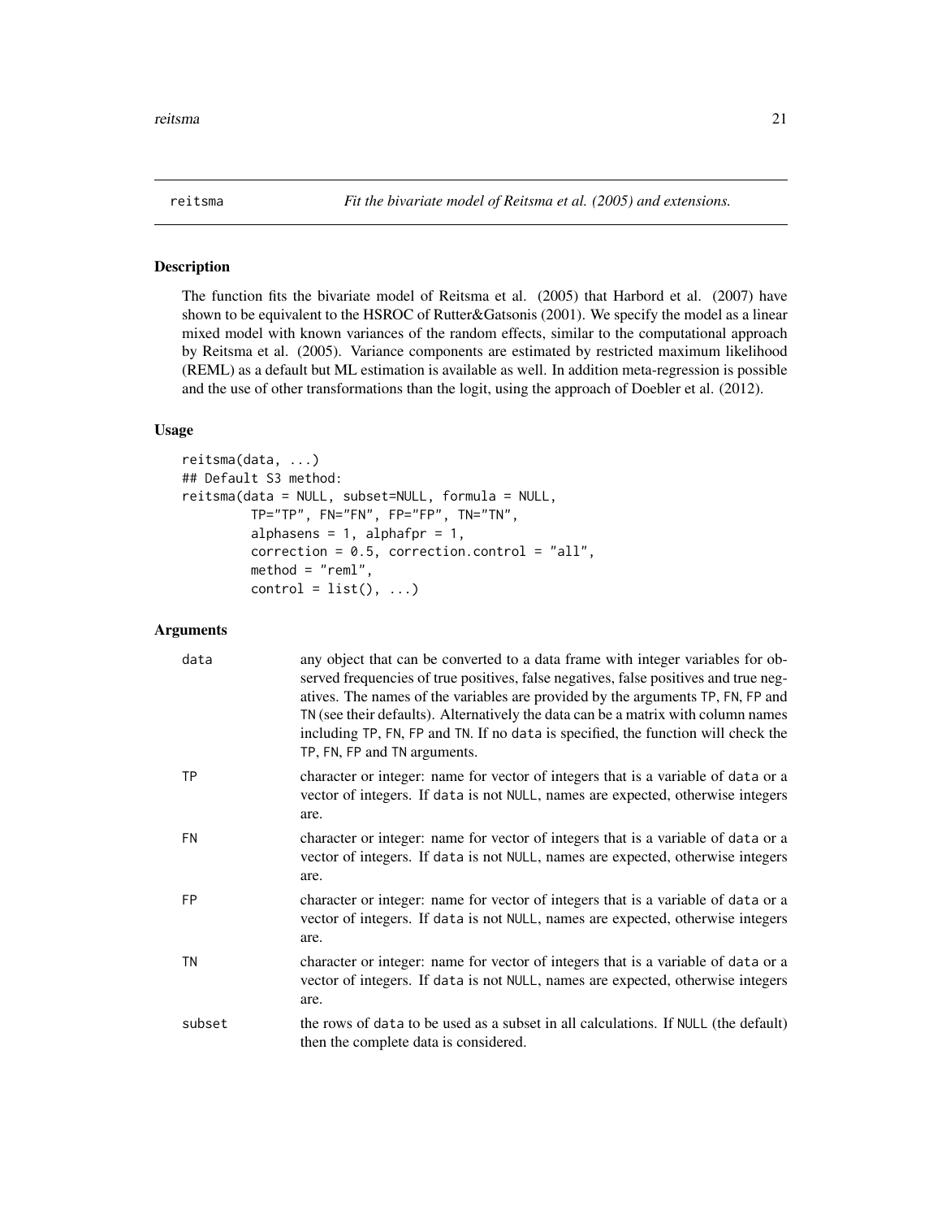# reitsma — *Fit the bivariate model of Reitsma et al. (2005) and extensions.*

## Description

The function fits the bivariate model of Reitsma et al. (2005) that Harbord et al. (2007) have shown to be equivalent to the HSROC of Rutter&Gatsonis (2001). We specify the model as a linear mixed model with known variances of the random effects, similar to the computational approach by Reitsma et al. (2005). Variance components are estimated by restricted maximum likelihood (REML) as a default but ML estimation is available as well. In addition meta-regression is possible and the use of other transformations than the logit, using the approach of Doebler et al. (2012).

## Usage

```
reitsma(data, ...)
## Default S3 method:
reitsma(data = NULL, subset=NULL, formula = NULL,
         TP="TP", FN="FN", FP="FP", TN="TN",
         alphasens = 1, alphafpr = 1,
         correction = 0.5, correction.control = "all",
         method = "reml",
         control = list(), ...)
```

## Arguments

| | |
|---|---|
| `data` | any object that can be converted to a data frame with integer variables for observed frequencies of true positives, false negatives, false positives and true negatives. The names of the variables are provided by the arguments `TP`, `FN`, `FP` and `TN` (see their defaults). Alternatively the data can be a matrix with column names including `TP`, `FN`, `FP` and `TN`. If no `data` is specified, the function will check the `TP`, `FN`, `FP` and `TN` arguments. |
| `TP` | character or integer: name for vector of integers that is a variable of `data` or a vector of integers. If `data` is not `NULL`, names are expected, otherwise integers are. |
| `FN` | character or integer: name for vector of integers that is a variable of `data` or a vector of integers. If `data` is not `NULL`, names are expected, otherwise integers are. |
| `FP` | character or integer: name for vector of integers that is a variable of `data` or a vector of integers. If `data` is not `NULL`, names are expected, otherwise integers are. |
| `TN` | character or integer: name for vector of integers that is a variable of `data` or a vector of integers. If `data` is not `NULL`, names are expected, otherwise integers are. |
| `subset` | the rows of `data` to be used as a subset in all calculations. If `NULL` (the default) then the complete data is considered. |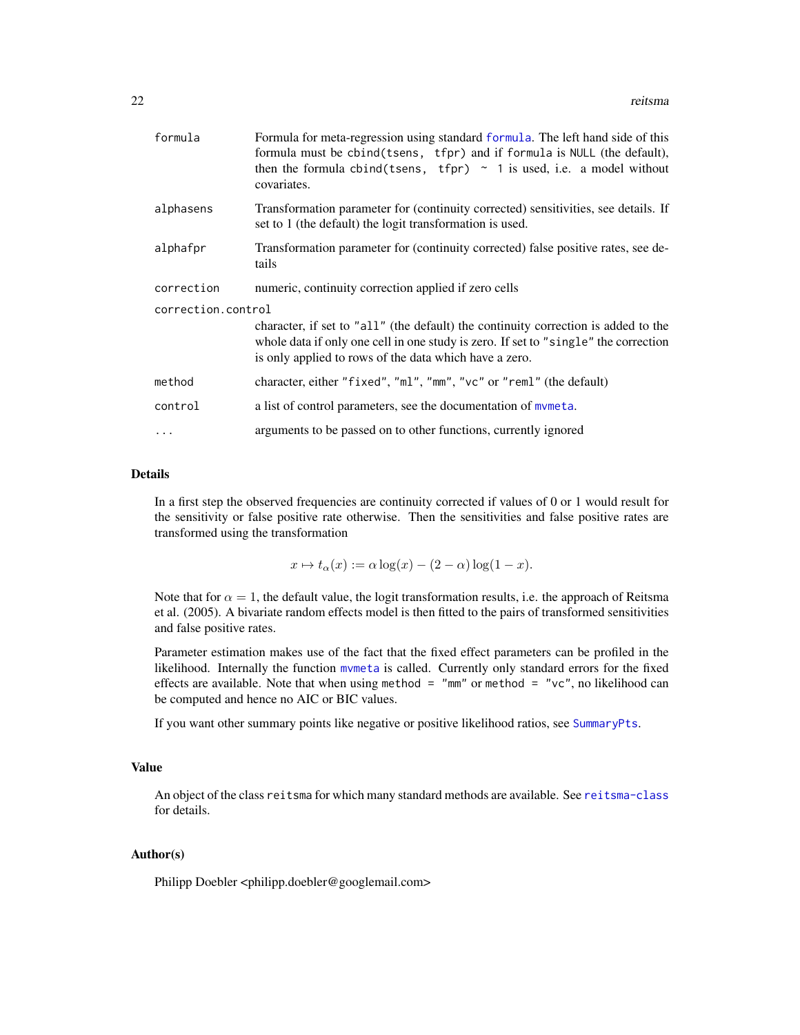| | |
|---|---|
| `formula` | Formula for meta-regression using standard `formula`. The left hand side of this formula must be `cbind(tsens, tfpr)` and if `formula` is `NULL` (the default), then the formula `cbind(tsens, tfpr) ~ 1` is used, i.e. a model without covariates. |
| `alphasens` | Transformation parameter for (continuity corrected) sensitivities, see details. If set to 1 (the default) the logit transformation is used. |
| `alphafpr` | Transformation parameter for (continuity corrected) false positive rates, see details |
| `correction` | numeric, continuity correction applied if zero cells |
| `correction.control` | character, if set to `"all"` (the default) the continuity correction is added to the whole data if only one cell in one study is zero. If set to `"single"` the correction is only applied to rows of the data which have a zero. |
| `method` | character, either `"fixed"`, `"ml"`, `"mm"`, `"vc"` or `"reml"` (the default) |
| `control` | a list of control parameters, see the documentation of `mvmeta`. |
| `...` | arguments to be passed on to other functions, currently ignored |

## Details

In a first step the observed frequencies are continuity corrected if values of 0 or 1 would result for the sensitivity or false positive rate otherwise. Then the sensitivities and false positive rates are transformed using the transformation

$$x \mapsto t_\alpha(x) := \alpha \log(x) - (2 - \alpha) \log(1 - x).$$

Note that for $\alpha = 1$, the default value, the logit transformation results, i.e. the approach of Reitsma et al. (2005). A bivariate random effects model is then fitted to the pairs of transformed sensitivities and false positive rates.

Parameter estimation makes use of the fact that the fixed effect parameters can be profiled in the likelihood. Internally the function `mvmeta` is called. Currently only standard errors for the fixed effects are available. Note that when using `method = "mm"` or `method = "vc"`, no likelihood can be computed and hence no AIC or BIC values.

If you want other summary points like negative or positive likelihood ratios, see `SummaryPts`.

## Value

An object of the class `reitsma` for which many standard methods are available. See `reitsma-class` for details.

## Author(s)

Philipp Doebler <philipp.doebler@googlemail.com>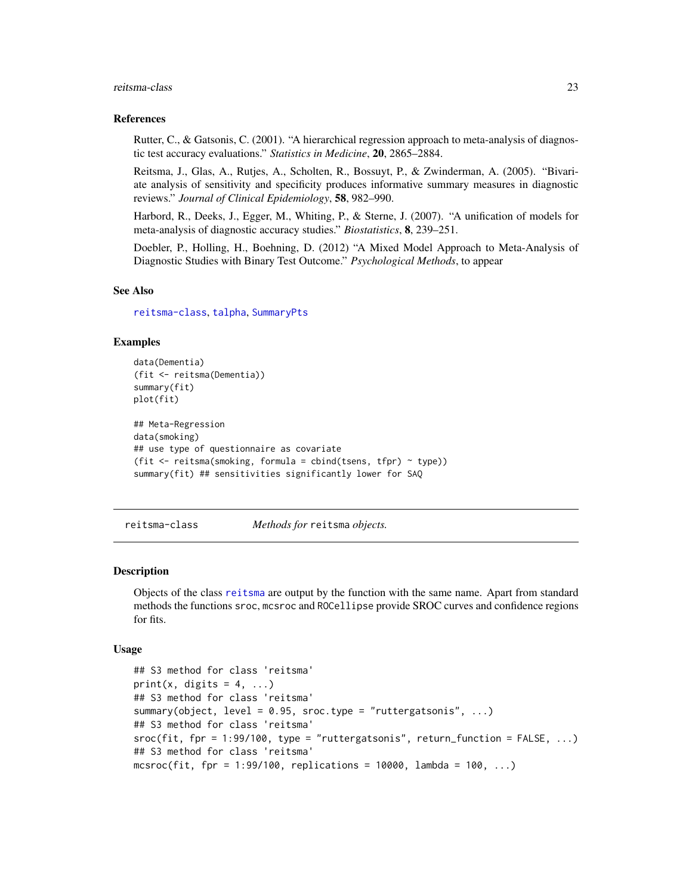### References

Rutter, C., & Gatsonis, C. (2001). "A hierarchical regression approach to meta-analysis of diagnostic test accuracy evaluations." *Statistics in Medicine*, **20**, 2865–2884.

Reitsma, J., Glas, A., Rutjes, A., Scholten, R., Bossuyt, P., & Zwinderman, A. (2005). "Bivariate analysis of sensitivity and specificity produces informative summary measures in diagnostic reviews." *Journal of Clinical Epidemiology*, **58**, 982–990.

Harbord, R., Deeks, J., Egger, M., Whiting, P., & Sterne, J. (2007). "A unification of models for meta-analysis of diagnostic accuracy studies." *Biostatistics*, **8**, 239–251.

Doebler, P., Holling, H., Boehning, D. (2012) "A Mixed Model Approach to Meta-Analysis of Diagnostic Studies with Binary Test Outcome." *Psychological Methods*, to appear

### See Also

reitsma-class, talpha, SummaryPts

### Examples

```
data(Dementia)
(fit <- reitsma(Dementia))
summary(fit)
plot(fit)

## Meta-Regression
data(smoking)
## use type of questionnaire as covariate
(fit <- reitsma(smoking, formula = cbind(tsens, tfpr) ~ type))
summary(fit) ## sensitivities significantly lower for SAQ
```

---

## reitsma-class — *Methods for* `reitsma` *objects.*

### Description

Objects of the class `reitsma` are output by the function with the same name. Apart from standard methods the functions `sroc`, `mcsroc` and `ROCellipse` provide SROC curves and confidence regions for fits.

### Usage

```
## S3 method for class 'reitsma'
print(x, digits = 4, ...)
## S3 method for class 'reitsma'
summary(object, level = 0.95, sroc.type = "ruttergatsonis", ...)
## S3 method for class 'reitsma'
sroc(fit, fpr = 1:99/100, type = "ruttergatsonis", return_function = FALSE, ...)
## S3 method for class 'reitsma'
mcsroc(fit, fpr = 1:99/100, replications = 10000, lambda = 100, ...)
```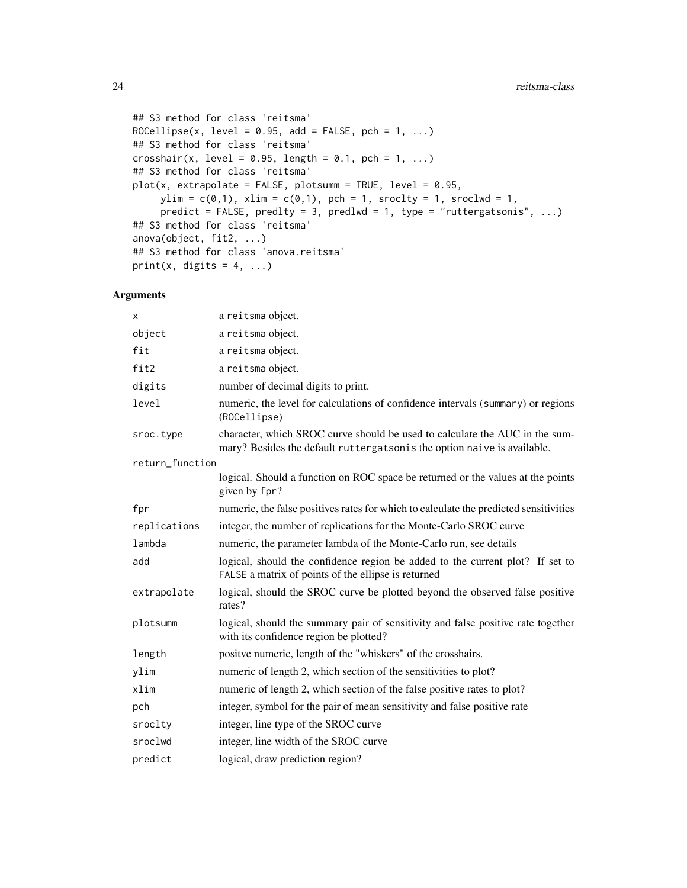```
## S3 method for class 'reitsma'
ROCellipse(x, level = 0.95, add = FALSE, pch = 1, ...)
## S3 method for class 'reitsma'
crosshair(x, level = 0.95, length = 0.1, pch = 1, ...)
## S3 method for class 'reitsma'
plot(x, extrapolate = FALSE, plotsumm = TRUE, level = 0.95,
     ylim = c(0,1), xlim = c(0,1), pch = 1, sroclty = 1, sroclwd = 1,
     predict = FALSE, predlty = 3, predlwd = 1, type = "ruttergatsonis", ...)
## S3 method for class 'reitsma'
anova(object, fit2, ...)
## S3 method for class 'anova.reitsma'
print(x, digits = 4, ...)
```

## Arguments

| | |
|---|---|
| `x` | a `reitsma` object. |
| `object` | a `reitsma` object. |
| `fit` | a `reitsma` object. |
| `fit2` | a `reitsma` object. |
| `digits` | number of decimal digits to print. |
| `level` | numeric, the level for calculations of confidence intervals (`summary`) or regions (`ROCellipse`) |
| `sroc.type` | character, which SROC curve should be used to calculate the AUC in the summary? Besides the default `ruttergatsonis` the option `naive` is available. |
| `return_function` | logical. Should a function on ROC space be returned or the values at the points given by `fpr`? |
| `fpr` | numeric, the false positives rates for which to calculate the predicted sensitivities |
| `replications` | integer, the number of replications for the Monte-Carlo SROC curve |
| `lambda` | numeric, the parameter lambda of the Monte-Carlo run, see details |
| `add` | logical, should the confidence region be added to the current plot? If set to `FALSE` a matrix of points of the ellipse is returned |
| `extrapolate` | logical, should the SROC curve be plotted beyond the observed false positive rates? |
| `plotsumm` | logical, should the summary pair of sensitivity and false positive rate together with its confidence region be plotted? |
| `length` | positve numeric, length of the "whiskers" of the crosshairs. |
| `ylim` | numeric of length 2, which section of the sensitivities to plot? |
| `xlim` | numeric of length 2, which section of the false positive rates to plot? |
| `pch` | integer, symbol for the pair of mean sensitivity and false positive rate |
| `sroclty` | integer, line type of the SROC curve |
| `sroclwd` | integer, line width of the SROC curve |
| `predict` | logical, draw prediction region? |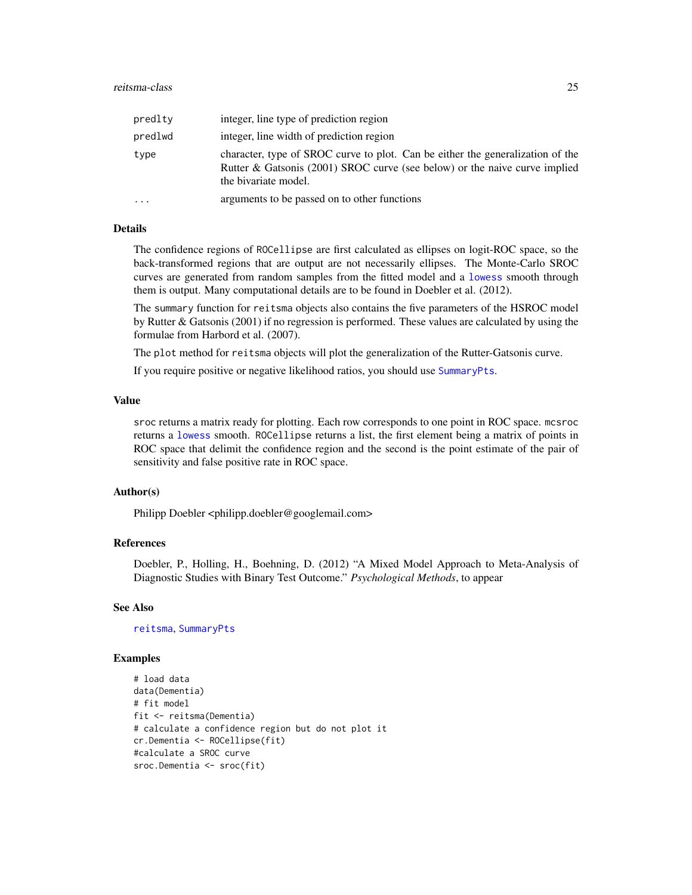| | |
|---|---|
| predlty | integer, line type of prediction region |
| predlwd | integer, line width of prediction region |
| type | character, type of SROC curve to plot. Can be either the generalization of the Rutter & Gatsonis (2001) SROC curve (see below) or the naive curve implied the bivariate model. |
| ... | arguments to be passed on to other functions |

## Details

The confidence regions of ROCellipse are first calculated as ellipses on logit-ROC space, so the back-transformed regions that are output are not necessarily ellipses. The Monte-Carlo SROC curves are generated from random samples from the fitted model and a lowess smooth through them is output. Many computational details are to be found in Doebler et al. (2012).

The summary function for reitsma objects also contains the five parameters of the HSROC model by Rutter & Gatsonis (2001) if no regression is performed. These values are calculated by using the formulae from Harbord et al. (2007).

The plot method for reitsma objects will plot the generalization of the Rutter-Gatsonis curve.

If you require positive or negative likelihood ratios, you should use SummaryPts.

## Value

sroc returns a matrix ready for plotting. Each row corresponds to one point in ROC space. mcsroc returns a lowess smooth. ROCellipse returns a list, the first element being a matrix of points in ROC space that delimit the confidence region and the second is the point estimate of the pair of sensitivity and false positive rate in ROC space.

## Author(s)

Philipp Doebler <philipp.doebler@googlemail.com>

## References

Doebler, P., Holling, H., Boehning, D. (2012) "A Mixed Model Approach to Meta-Analysis of Diagnostic Studies with Binary Test Outcome." *Psychological Methods*, to appear

## See Also

reitsma, SummaryPts

## Examples

```
# load data
data(Dementia)
# fit model
fit <- reitsma(Dementia)
# calculate a confidence region but do not plot it
cr.Dementia <- ROCellipse(fit)
#calculate a SROC curve
sroc.Dementia <- sroc(fit)
```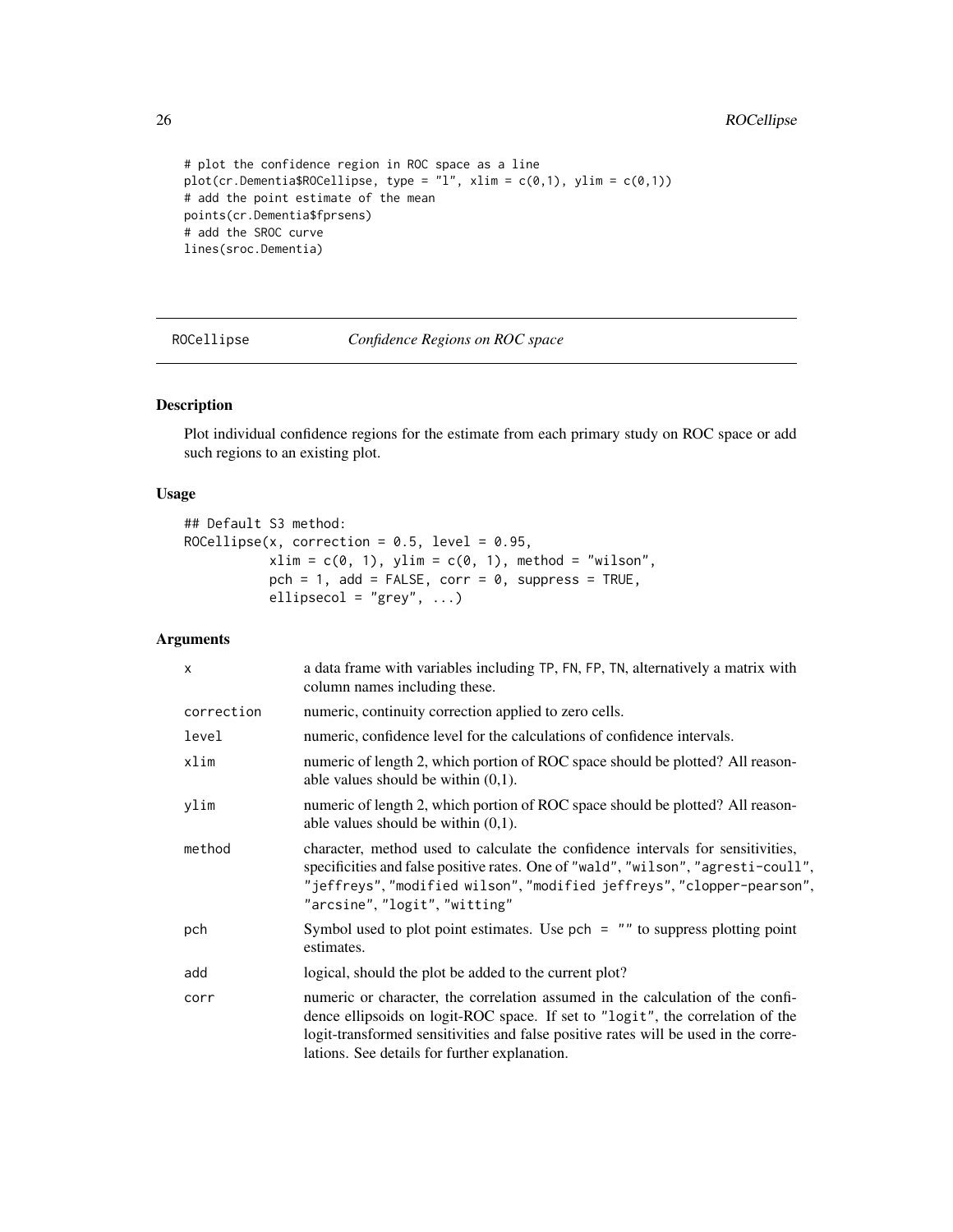```
# plot the confidence region in ROC space as a line
plot(cr.Dementia$ROCellipse, type = "l", xlim = c(0,1), ylim = c(0,1))
# add the point estimate of the mean
points(cr.Dementia$fprsens)
# add the SROC curve
lines(sroc.Dementia)
```

---

ROCellipse    *Confidence Regions on ROC space*

---

## Description

Plot individual confidence regions for the estimate from each primary study on ROC space or add such regions to an existing plot.

## Usage

```
## Default S3 method:
ROCellipse(x, correction = 0.5, level = 0.95,
           xlim = c(0, 1), ylim = c(0, 1), method = "wilson",
           pch = 1, add = FALSE, corr = 0, suppress = TRUE,
           ellipsecol = "grey", ...)
```

## Arguments

| | |
|---|---|
| x | a data frame with variables including TP, FN, FP, TN, alternatively a matrix with column names including these. |
| correction | numeric, continuity correction applied to zero cells. |
| level | numeric, confidence level for the calculations of confidence intervals. |
| xlim | numeric of length 2, which portion of ROC space should be plotted? All reasonable values should be within (0,1). |
| ylim | numeric of length 2, which portion of ROC space should be plotted? All reasonable values should be within (0,1). |
| method | character, method used to calculate the confidence intervals for sensitivities, specificities and false positive rates. One of "wald", "wilson", "agresti-coull", "jeffreys", "modified wilson", "modified jeffreys", "clopper-pearson", "arcsine", "logit", "witting" |
| pch | Symbol used to plot point estimates. Use pch = "" to suppress plotting point estimates. |
| add | logical, should the plot be added to the current plot? |
| corr | numeric or character, the correlation assumed in the calculation of the confidence ellipsoids on logit-ROC space. If set to "logit", the correlation of the logit-transformed sensitivities and false positive rates will be used in the correlations. See details for further explanation. |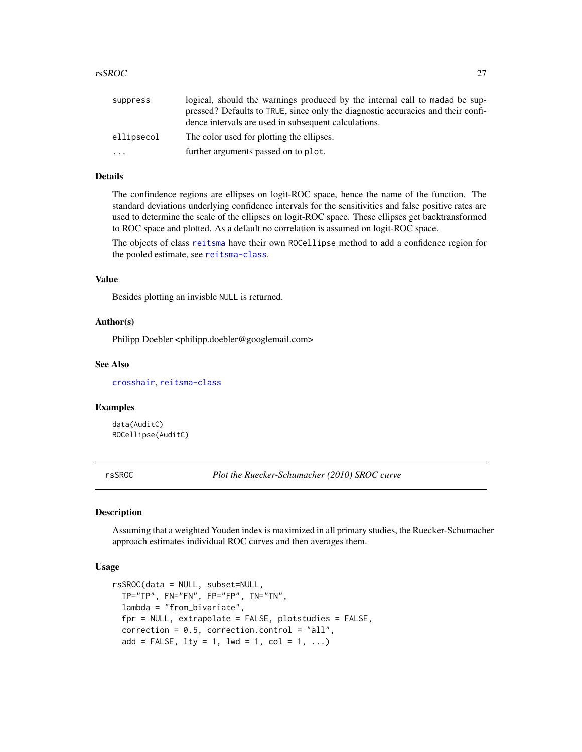| | |
|---|---|
| `suppress` | logical, should the warnings produced by the internal call to `madad` be suppressed? Defaults to `TRUE`, since only the diagnostic accuracies and their confidence intervals are used in subsequent calculations. |
| `ellipsecol` | The color used for plotting the ellipses. |
| `...` | further arguments passed on to `plot`. |

### Details

The confindence regions are ellipses on logit-ROC space, hence the name of the function. The standard deviations underlying confidence intervals for the sensitivities and false positive rates are used to determine the scale of the ellipses on logit-ROC space. These ellipses get backtransformed to ROC space and plotted. As a default no correlation is assumed on logit-ROC space.

The objects of class `reitsma` have their own `ROCellipse` method to add a confidence region for the pooled estimate, see `reitsma-class`.

### Value

Besides plotting an invisble `NULL` is returned.

### Author(s)

Philipp Doebler <philipp.doebler@googlemail.com>

### See Also

`crosshair`, `reitsma-class`

### Examples

```
data(AuditC)
ROCellipse(AuditC)
```

---

## rsSROC — *Plot the Ruecker-Schumacher (2010) SROC curve*

### Description

Assuming that a weighted Youden index is maximized in all primary studies, the Ruecker-Schumacher approach estimates individual ROC curves and then averages them.

### Usage

```
rsSROC(data = NULL, subset=NULL,
  TP="TP", FN="FN", FP="FP", TN="TN",
  lambda = "from_bivariate",
  fpr = NULL, extrapolate = FALSE, plotstudies = FALSE,
  correction = 0.5, correction.control = "all",
  add = FALSE, lty = 1, lwd = 1, col = 1, ...)
```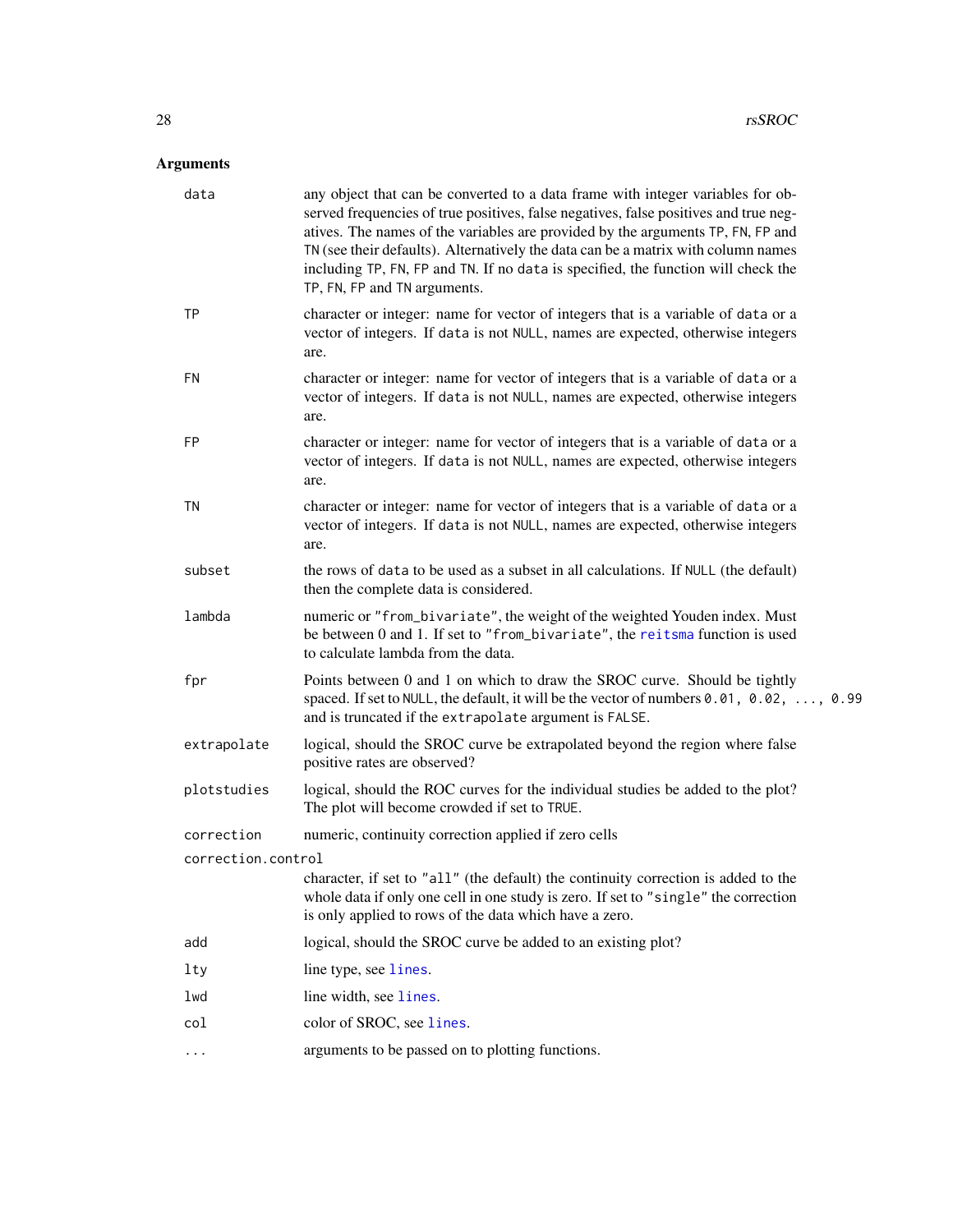## Arguments

- `data`: any object that can be converted to a data frame with integer variables for observed frequencies of true positives, false negatives, false positives and true negatives. The names of the variables are provided by the arguments `TP`, `FN`, `FP` and `TN` (see their defaults). Alternatively the data can be a matrix with column names including `TP`, `FN`, `FP` and `TN`. If no `data` is specified, the function will check the `TP`, `FN`, `FP` and `TN` arguments.
- `TP`: character or integer: name for vector of integers that is a variable of `data` or a vector of integers. If `data` is not `NULL`, names are expected, otherwise integers are.
- `FN`: character or integer: name for vector of integers that is a variable of `data` or a vector of integers. If `data` is not `NULL`, names are expected, otherwise integers are.
- `FP`: character or integer: name for vector of integers that is a variable of `data` or a vector of integers. If `data` is not `NULL`, names are expected, otherwise integers are.
- `TN`: character or integer: name for vector of integers that is a variable of `data` or a vector of integers. If `data` is not `NULL`, names are expected, otherwise integers are.
- `subset`: the rows of `data` to be used as a subset in all calculations. If `NULL` (the default) then the complete data is considered.
- `lambda`: numeric or `"from_bivariate"`, the weight of the weighted Youden index. Must be between 0 and 1. If set to `"from_bivariate"`, the `reitsma` function is used to calculate lambda from the data.
- `fpr`: Points between 0 and 1 on which to draw the SROC curve. Should be tightly spaced. If set to `NULL`, the default, it will be the vector of numbers `0.01, 0.02, ..., 0.99` and is truncated if the `extrapolate` argument is `FALSE`.
- `extrapolate`: logical, should the SROC curve be extrapolated beyond the region where false positive rates are observed?
- `plotstudies`: logical, should the ROC curves for the individual studies be added to the plot? The plot will become crowded if set to `TRUE`.
- `correction`: numeric, continuity correction applied if zero cells
- `correction.control`: character, if set to `"all"` (the default) the continuity correction is added to the whole data if only one cell in one study is zero. If set to `"single"` the correction is only applied to rows of the data which have a zero.
- `add`: logical, should the SROC curve be added to an existing plot?
- `lty`: line type, see `lines`.
- `lwd`: line width, see `lines`.
- `col`: color of SROC, see `lines`.
- `...`: arguments to be passed on to plotting functions.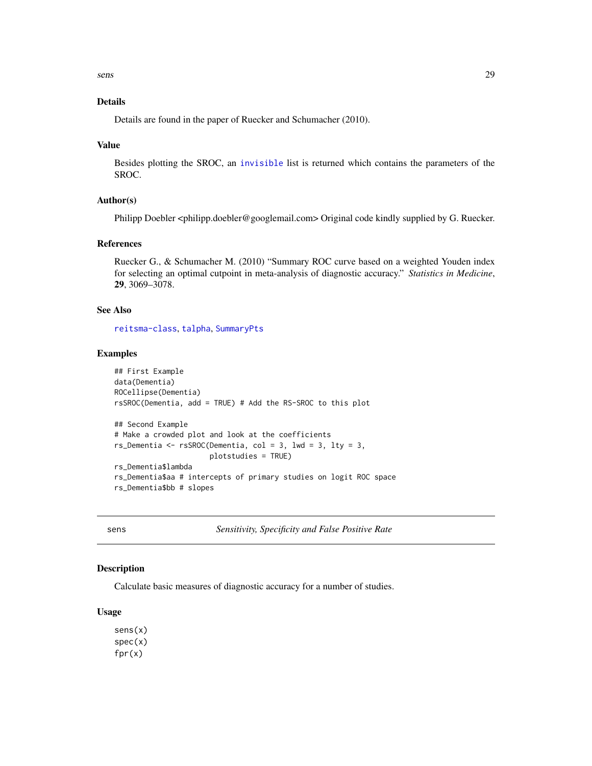### Details

Details are found in the paper of Ruecker and Schumacher (2010).

### Value

Besides plotting the SROC, an invisible list is returned which contains the parameters of the SROC.

### Author(s)

Philipp Doebler <philipp.doebler@googlemail.com> Original code kindly supplied by G. Ruecker.

### References

Ruecker G., & Schumacher M. (2010) "Summary ROC curve based on a weighted Youden index for selecting an optimal cutpoint in meta-analysis of diagnostic accuracy." *Statistics in Medicine*, **29**, 3069–3078.

### See Also

reitsma-class, talpha, SummaryPts

### Examples

```
## First Example
data(Dementia)
ROCellipse(Dementia)
rsSROC(Dementia, add = TRUE) # Add the RS-SROC to this plot

## Second Example
# Make a crowded plot and look at the coefficients
rs_Dementia <- rsSROC(Dementia, col = 3, lwd = 3, lty = 3,
                      plotstudies = TRUE)
rs_Dementia$lambda
rs_Dementia$aa # intercepts of primary studies on logit ROC space
rs_Dementia$bb # slopes
```

---

## sens — *Sensitivity, Specificity and False Positive Rate*

### Description

Calculate basic measures of diagnostic accuracy for a number of studies.

### Usage

```
sens(x)
spec(x)
fpr(x)
```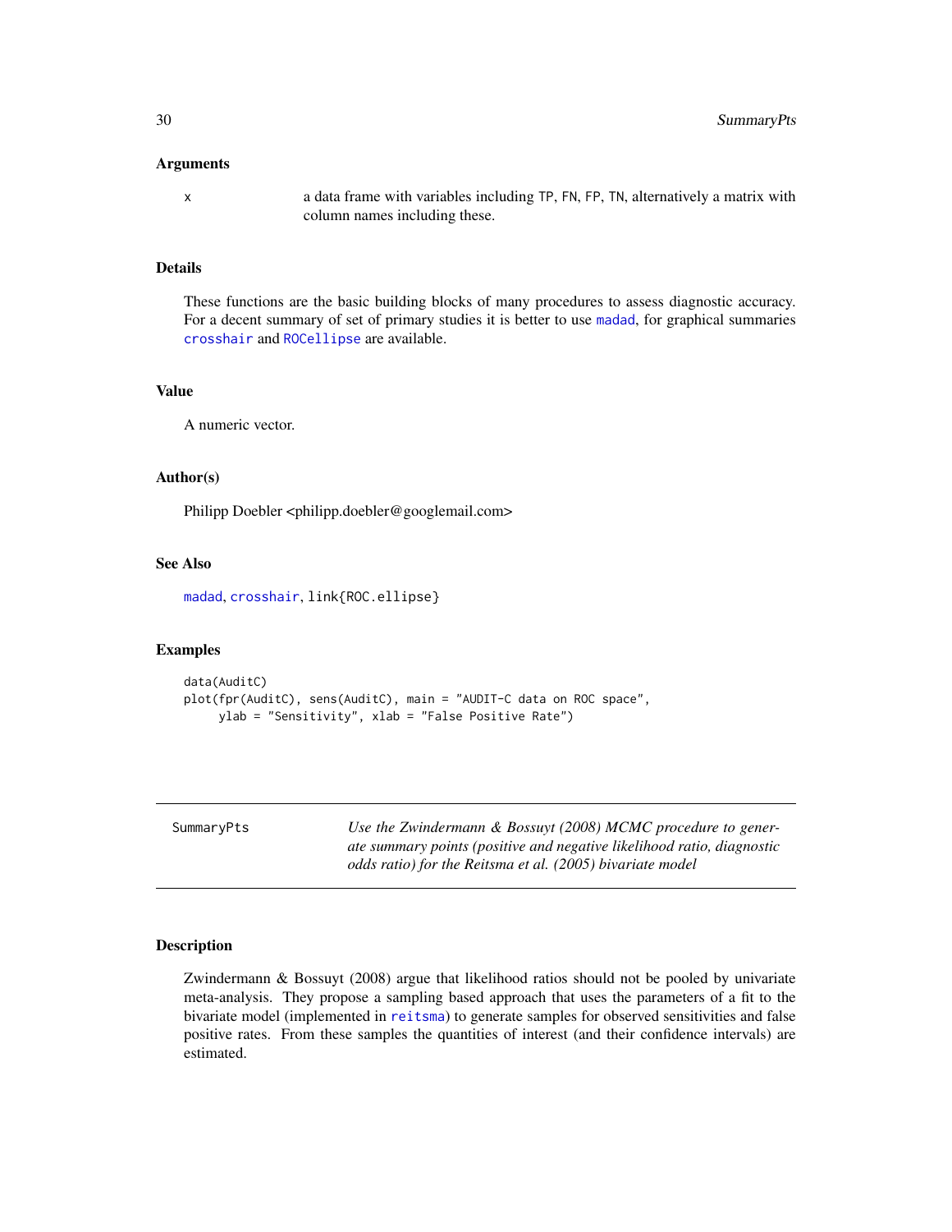### Arguments

| | |
|---|---|
| x | a data frame with variables including TP, FN, FP, TN, alternatively a matrix with column names including these. |

### Details

These functions are the basic building blocks of many procedures to assess diagnostic accuracy. For a decent summary of set of primary studies it is better to use madad, for graphical summaries crosshair and ROCellipse are available.

### Value

A numeric vector.

### Author(s)

Philipp Doebler <philipp.doebler@googlemail.com>

### See Also

madad, crosshair, link{ROC.ellipse}

### Examples

```
data(AuditC)
plot(fpr(AuditC), sens(AuditC), main = "AUDIT-C data on ROC space",
     ylab = "Sensitivity", xlab = "False Positive Rate")
```

---

## SummaryPts

*Use the Zwindermann & Bossuyt (2008) MCMC procedure to generate summary points (positive and negative likelihood ratio, diagnostic odds ratio) for the Reitsma et al. (2005) bivariate model*

---

### Description

Zwindermann & Bossuyt (2008) argue that likelihood ratios should not be pooled by univariate meta-analysis. They propose a sampling based approach that uses the parameters of a fit to the bivariate model (implemented in reitsma) to generate samples for observed sensitivities and false positive rates. From these samples the quantities of interest (and their confidence intervals) are estimated.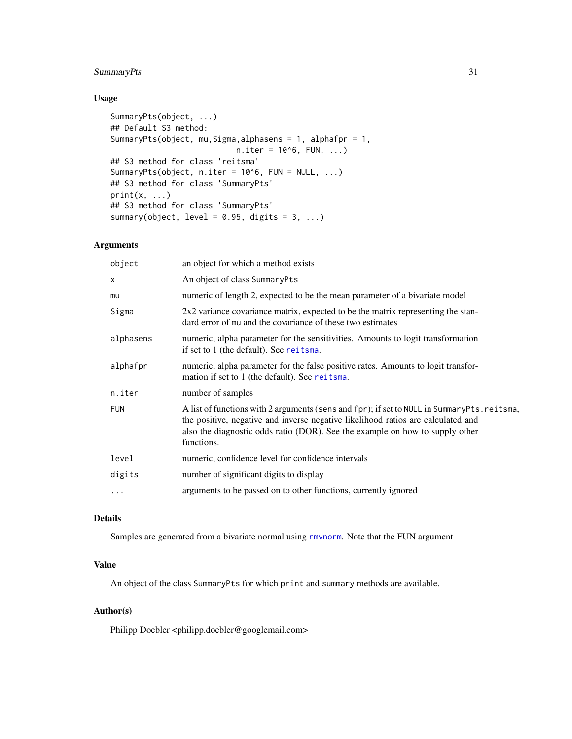## Usage

```
SummaryPts(object, ...)
## Default S3 method:
SummaryPts(object, mu,Sigma,alphasens = 1, alphafpr = 1,
                          n.iter = 10^6, FUN, ...)
## S3 method for class 'reitsma'
SummaryPts(object, n.iter = 10^6, FUN = NULL, ...)
## S3 method for class 'SummaryPts'
print(x, ...)
## S3 method for class 'SummaryPts'
summary(object, level = 0.95, digits = 3, ...)
```

## Arguments

| | |
|---|---|
| `object` | an object for which a method exists |
| `x` | An object of class `SummaryPts` |
| `mu` | numeric of length 2, expected to be the mean parameter of a bivariate model |
| `Sigma` | 2x2 variance covariance matrix, expected to be the matrix representing the standard error of `mu` and the covariance of these two estimates |
| `alphasens` | numeric, alpha parameter for the sensitivities. Amounts to logit transformation if set to 1 (the default). See `reitsma`. |
| `alphafpr` | numeric, alpha parameter for the false positive rates. Amounts to logit transformation if set to 1 (the default). See `reitsma`. |
| `n.iter` | number of samples |
| `FUN` | A list of functions with 2 arguments (`sens` and `fpr`); if set to `NULL` in `SummaryPts.reitsma`, the positive, negative and inverse negative likelihood ratios are calculated and also the diagnostic odds ratio (DOR). See the example on how to supply other functions. |
| `level` | numeric, confidence level for confidence intervals |
| `digits` | number of significant digits to display |
| `...` | arguments to be passed on to other functions, currently ignored |

## Details

Samples are generated from a bivariate normal using `rmvnorm`. Note that the FUN argument

## Value

An object of the class `SummaryPts` for which `print` and `summary` methods are available.

## Author(s)

Philipp Doebler <philipp.doebler@googlemail.com>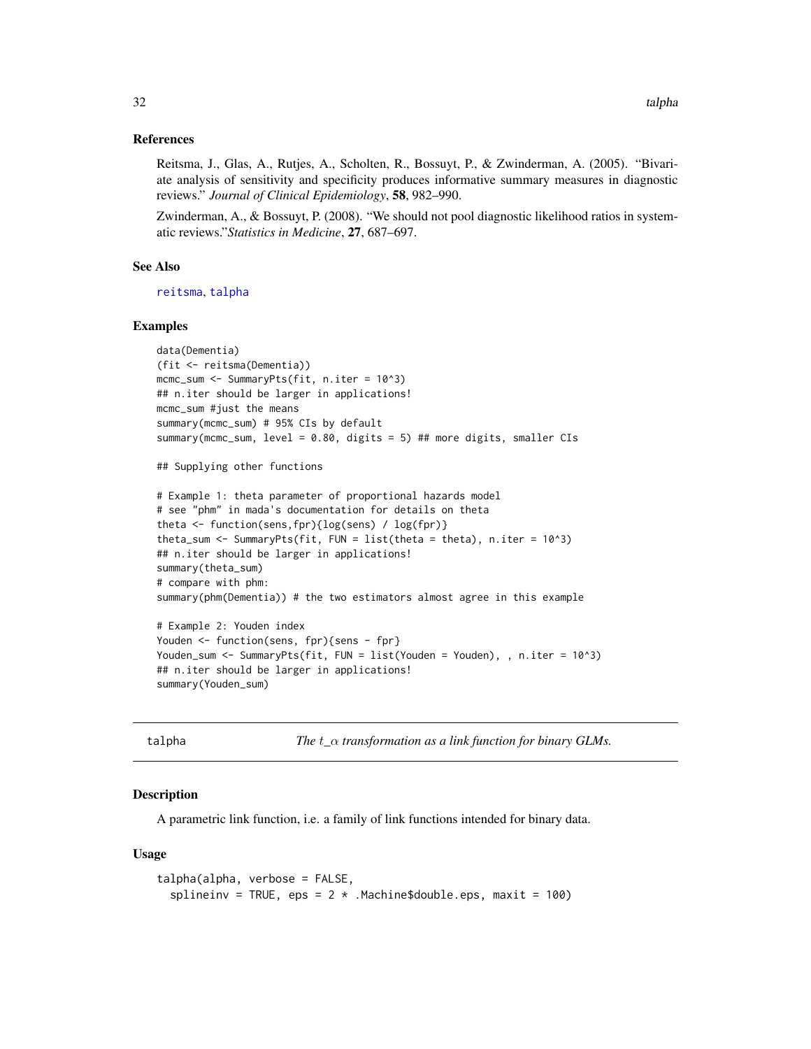### References

Reitsma, J., Glas, A., Rutjes, A., Scholten, R., Bossuyt, P., & Zwinderman, A. (2005). "Bivariate analysis of sensitivity and specificity produces informative summary measures in diagnostic reviews." *Journal of Clinical Epidemiology*, **58**, 982–990.

Zwinderman, A., & Bossuyt, P. (2008). "We should not pool diagnostic likelihood ratios in systematic reviews."*Statistics in Medicine*, **27**, 687–697.

### See Also

reitsma, talpha

### Examples

```
data(Dementia)
(fit <- reitsma(Dementia))
mcmc_sum <- SummaryPts(fit, n.iter = 10^3)
## n.iter should be larger in applications!
mcmc_sum #just the means
summary(mcmc_sum) # 95% CIs by default
summary(mcmc_sum, level = 0.80, digits = 5) ## more digits, smaller CIs

## Supplying other functions

# Example 1: theta parameter of proportional hazards model
# see "phm" in mada's documentation for details on theta
theta <- function(sens,fpr){log(sens) / log(fpr)}
theta_sum <- SummaryPts(fit, FUN = list(theta = theta), n.iter = 10^3)
## n.iter should be larger in applications!
summary(theta_sum)
# compare with phm:
summary(phm(Dementia)) # the two estimators almost agree in this example

# Example 2: Youden index
Youden <- function(sens, fpr){sens - fpr}
Youden_sum <- SummaryPts(fit, FUN = list(Youden = Youden), , n.iter = 10^3)
## n.iter should be larger in applications!
summary(Youden_sum)
```

---

## talpha — *The $t\_\alpha$ transformation as a link function for binary GLMs.*

### Description

A parametric link function, i.e. a family of link functions intended for binary data.

### Usage

```
talpha(alpha, verbose = FALSE,
  splineinv = TRUE, eps = 2 * .Machine$double.eps, maxit = 100)
```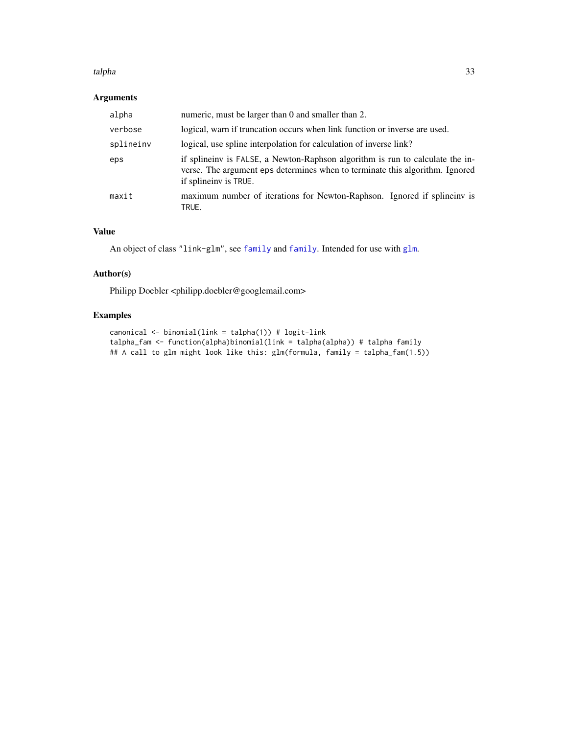## Arguments

| | |
|---|---|
| `alpha` | numeric, must be larger than 0 and smaller than 2. |
| `verbose` | logical, warn if truncation occurs when link function or inverse are used. |
| `splineinv` | logical, use spline interpolation for calculation of inverse link? |
| `eps` | if splineinv is `FALSE`, a Newton-Raphson algorithm is run to calculate the inverse. The argument `eps` determines when to terminate this algorithm. Ignored if splineinv is `TRUE`. |
| `maxit` | maximum number of iterations for Newton-Raphson. Ignored if splineinv is `TRUE`. |

## Value

An object of class `"link-glm"`, see `family` and `family`. Intended for use with `glm`.

## Author(s)

Philipp Doebler <philipp.doebler@googlemail.com>

## Examples

```
canonical <- binomial(link = talpha(1)) # logit-link
talpha_fam <- function(alpha)binomial(link = talpha(alpha)) # talpha family
## A call to glm might look like this: glm(formula, family = talpha_fam(1.5))
```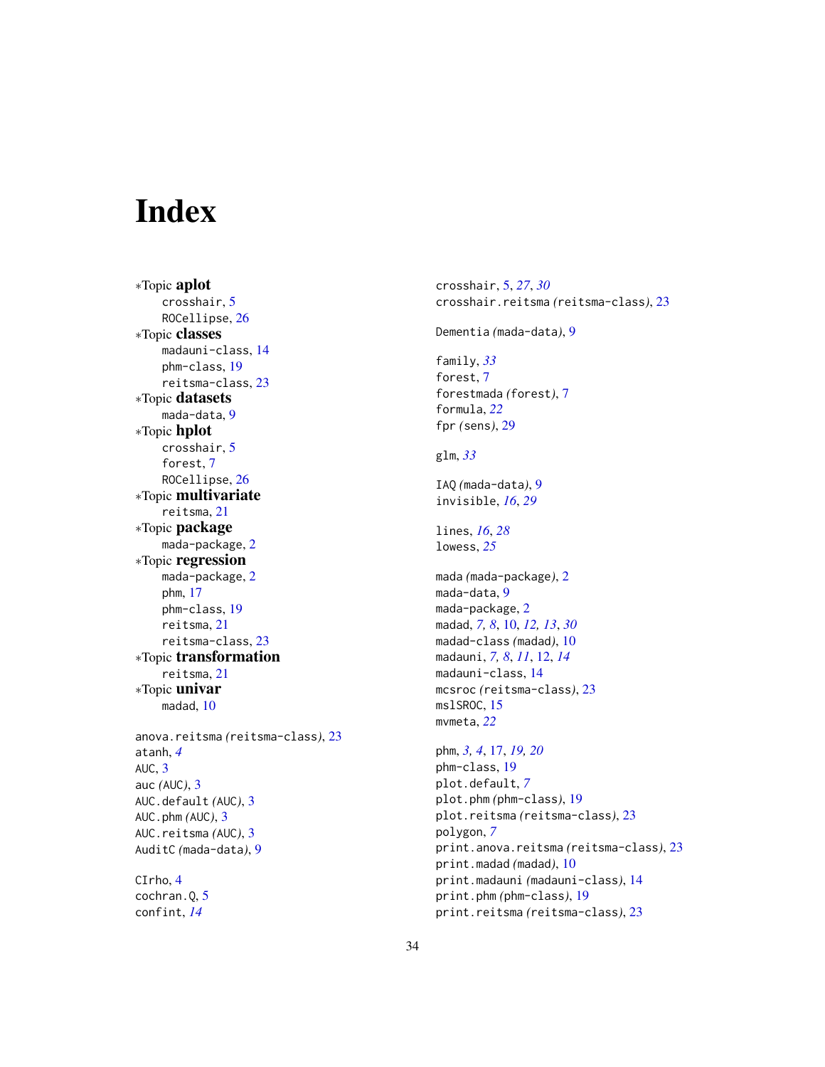# Index

∗Topic **aplot**
- crosshair, 5
- ROCellipse, 26

∗Topic **classes**
- madauni-class, 14
- phm-class, 19
- reitsma-class, 23

∗Topic **datasets**
- mada-data, 9

∗Topic **hplot**
- crosshair, 5
- forest, 7
- ROCellipse, 26

∗Topic **multivariate**
- reitsma, 21

∗Topic **package**
- mada-package, 2

∗Topic **regression**
- mada-package, 2
- phm, 17
- phm-class, 19
- reitsma, 21
- reitsma-class, 23

∗Topic **transformation**
- reitsma, 21

∗Topic **univar**
- madad, 10

anova.reitsma *(reitsma-class)*, 23
atanh, *4*
AUC, 3
auc *(AUC)*, 3
AUC.default *(AUC)*, 3
AUC.phm *(AUC)*, 3
AUC.reitsma *(AUC)*, 3
AuditC *(mada-data)*, 9

CIrho, 4
cochran.Q, 5
confint, *14*
crosshair, 5, *27*, *30*
crosshair.reitsma *(reitsma-class)*, 23

Dementia *(mada-data)*, 9

family, *33*
forest, 7
forestmada *(forest)*, 7
formula, *22*
fpr *(sens)*, 29

glm, *33*

IAQ *(mada-data)*, 9
invisible, *16*, *29*

lines, *16*, *28*
lowess, *25*

mada *(mada-package)*, 2
mada-data, 9
mada-package, 2
madad, *7, 8*, 10, *12, 13*, *30*
madad-class *(madad)*, 10
madauni, *7, 8*, *11*, 12, *14*
madauni-class, 14
mcsroc *(reitsma-class)*, 23
mslSROC, 15
mvmeta, *22*

phm, *3, 4*, 17, *19, 20*
phm-class, 19
plot.default, *7*
plot.phm *(phm-class)*, 19
plot.reitsma *(reitsma-class)*, 23
polygon, *7*
print.anova.reitsma *(reitsma-class)*, 23
print.madad *(madad)*, 10
print.madauni *(madauni-class)*, 14
print.phm *(phm-class)*, 19
print.reitsma *(reitsma-class)*, 23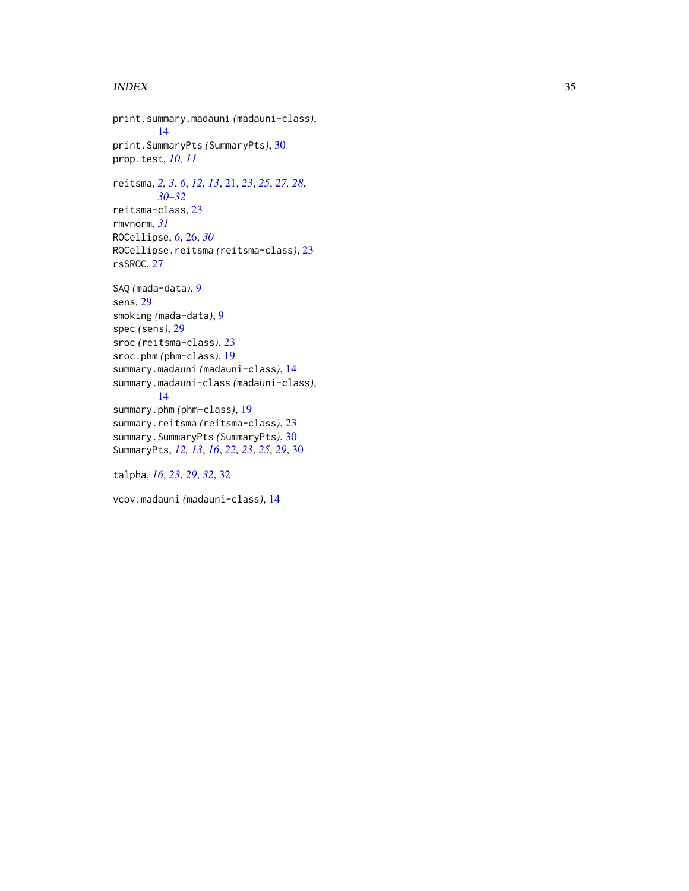print.summary.madauni *(*madauni-class*)*, 14
print.SummaryPts *(*SummaryPts*)*, 30
prop.test, *10, 11*

reitsma, *2, 3*, *6*, *12, 13*, 21, *23*, *25*, *27, 28*, *30–32*
reitsma-class, 23
rmvnorm, *31*
ROCellipse, *6*, 26, *30*
ROCellipse.reitsma *(*reitsma-class*)*, 23
rsSROC, 27

SAQ *(*mada-data*)*, 9
sens, 29
smoking *(*mada-data*)*, 9
spec *(*sens*)*, 29
sroc *(*reitsma-class*)*, 23
sroc.phm *(*phm-class*)*, 19
summary.madauni *(*madauni-class*)*, 14
summary.madauni-class *(*madauni-class*)*, 14
summary.phm *(*phm-class*)*, 19
summary.reitsma *(*reitsma-class*)*, 23
summary.SummaryPts *(*SummaryPts*)*, 30
SummaryPts, *12, 13*, *16*, *22, 23*, *25*, *29*, 30

talpha, *16*, *23*, *29*, *32*, 32

vcov.madauni *(*madauni-class*)*, 14